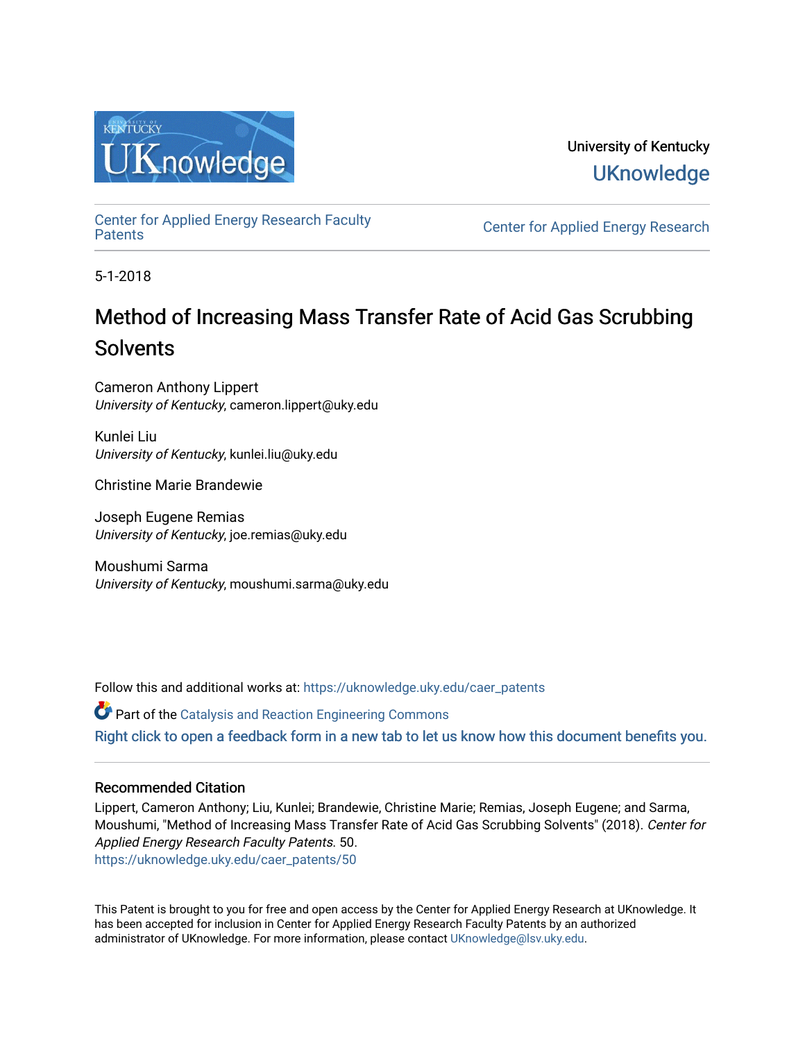University of Kentucky

UKnowledge

Center for Applied Energy Research Faculty Patents

Center for Applied Energy Research

5-1-2018

# Method of Increasing Mass Transfer Rate of Acid Gas Scrubbing Solvents

Cameron Anthony Lippert
*University of Kentucky*, cameron.lippert@uky.edu

Kunlei Liu
*University of Kentucky*, kunlei.liu@uky.edu

Christine Marie Brandewie

Joseph Eugene Remias
*University of Kentucky*, joe.remias@uky.edu

Moushumi Sarma
*University of Kentucky*, moushumi.sarma@uky.edu

Follow this and additional works at: https://uknowledge.uky.edu/caer_patents

Part of the Catalysis and Reaction Engineering Commons

Right click to open a feedback form in a new tab to let us know how this document benefits you.

### Recommended Citation

Lippert, Cameron Anthony; Liu, Kunlei; Brandewie, Christine Marie; Remias, Joseph Eugene; and Sarma, Moushumi, "Method of Increasing Mass Transfer Rate of Acid Gas Scrubbing Solvents" (2018). *Center for Applied Energy Research Faculty Patents*. 50.
https://uknowledge.uky.edu/caer_patents/50

This Patent is brought to you for free and open access by the Center for Applied Energy Research at UKnowledge. It has been accepted for inclusion in Center for Applied Energy Research Faculty Patents by an authorized administrator of UKnowledge. For more information, please contact UKnowledge@lsv.uky.edu.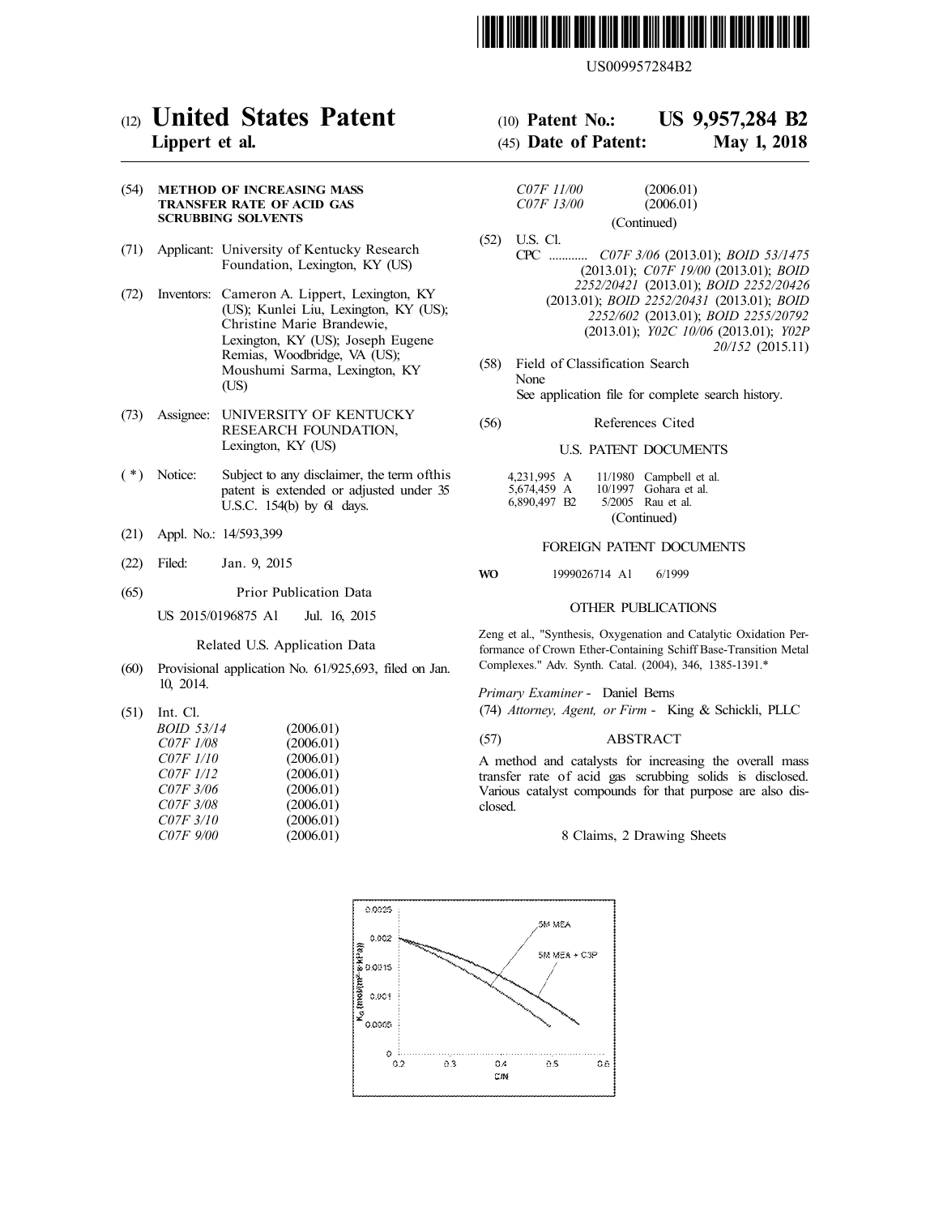US009957284B2

# (12) United States Patent
**Lippert et al.**

(10) **Patent No.: US 9,957,284 B2**

(45) **Date of Patent: May 1, 2018**

(54) **METHOD OF INCREASING MASS TRANSFER RATE OF ACID GAS SCRUBBING SOLVENTS**

(71) Applicant: University of Kentucky Research Foundation, Lexington, KY (US)

(72) Inventors: Cameron A. Lippert, Lexington, KY (US); Kunlei Liu, Lexington, KY (US); Christine Marie Brandewie, Lexington, KY (US); Joseph Eugene Remias, Woodbridge, VA (US); Moushumi Sarma, Lexington, KY (US)

(73) Assignee: UNIVERSITY OF KENTUCKY RESEARCH FOUNDATION, Lexington, KY (US)

( * ) Notice: Subject to any disclaimer, the term ofthis patent is extended or adjusted under 35 U.S.C. 154(b) by 61 days.

(21) Appl. No.: 14/593,399

(22) Filed: Jan. 9, 2015

(65) Prior Publication Data

US 2015/0196875 A1 Jul. 16, 2015

Related U.S. Application Data

(60) Provisional application No. 61/925,693, filed on Jan. 10, 2014.

(51) Int. Cl.

| | |
|---|---|
| *BOID 53/14* | (2006.01) |
| *C07F 1/08* | (2006.01) |
| *C07F 1/10* | (2006.01) |
| *C07F 1/12* | (2006.01) |
| *C07F 3/06* | (2006.01) |
| *C07F 3/08* | (2006.01) |
| *C07F 3/10* | (2006.01) |
| *C07F 9/00* | (2006.01) |
| *C07F 11/00* | (2006.01) |
| *C07F 13/00* | (2006.01) |

(Continued)

(52) U.S. Cl.

CPC ............ *C07F 3/06* (2013.01); *BOID 53/1475* (2013.01); *C07F 19/00* (2013.01); *BOID 2252/20421* (2013.01); *BOID 2252/20426* (2013.01); *BOID 2252/20431* (2013.01); *BOID 2252/602* (2013.01); *BOID 2255/20792* (2013.01); *Y02C 10/06* (2013.01); *Y02P 20/152* (2015.11)

(58) Field of Classification Search

None

See application file for complete search history.

(56) References Cited

U.S. PATENT DOCUMENTS

| | | |
|---|---|---|
| 4,231,995 A | 11/1980 | Campbell et al. |
| 5,674,459 A | 10/1997 | Gohara et al. |
| 6,890,497 B2 | 5/2005 | Rau et al. |

(Continued)

FOREIGN PATENT DOCUMENTS

| | | |
|---|---|---|
| WO | 1999026714 A1 | 6/1999 |

OTHER PUBLICATIONS

Zeng et al., "Synthesis, Oxygenation and Catalytic Oxidation Performance of Crown Ether-Containing Schiff Base-Transition Metal Complexes." Adv. Synth. Catal. (2004), 346, 1385-1391.*

*Primary Examiner* - Daniel Berns

(74) *Attorney, Agent, or Firm* - King & Schickli, PLLC

(57) ABSTRACT

A method and catalysts for increasing the overall mass transfer rate of acid gas scrubbing solids is disclosed. Various catalyst compounds for that purpose are also disclosed.

8 Claims, 2 Drawing Sheets

0.0025
0.002
0.0015
0.001
0.0005
0
$K_G$ (mol/(m²·s·kPa))
0.2
0.3
0.4
0.5
0.6
C/N
5M MEA
5M MEA + C3P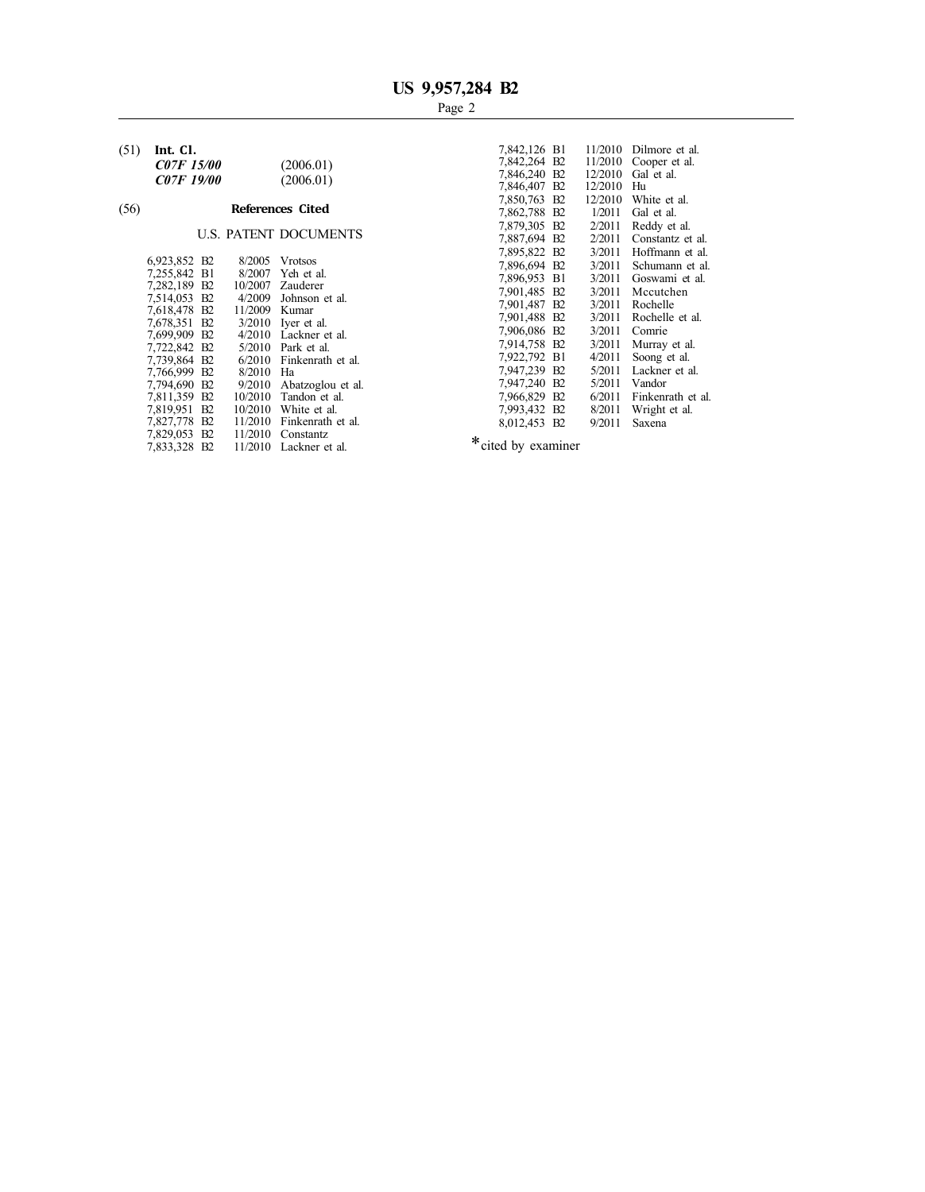(51) **Int. Cl.**

| | |
|---|---|
| *C07F 15/00* | (2006.01) |
| *C07F 19/00* | (2006.01) |

(56) **References Cited**

U.S. PATENT DOCUMENTS

| | | |
|---|---|---|
| 6,923,852 B2 | 8/2005 | Vrotsos |
| 7,255,842 B1 | 8/2007 | Yeh et al. |
| 7,282,189 B2 | 10/2007 | Zauderer |
| 7,514,053 B2 | 4/2009 | Johnson et al. |
| 7,618,478 B2 | 11/2009 | Kumar |
| 7,678,351 B2 | 3/2010 | Iyer et al. |
| 7,699,909 B2 | 4/2010 | Lackner et al. |
| 7,722,842 B2 | 5/2010 | Park et al. |
| 7,739,864 B2 | 6/2010 | Finkenrath et al. |
| 7,766,999 B2 | 8/2010 | Ha |
| 7,794,690 B2 | 9/2010 | Abatzoglou et al. |
| 7,811,359 B2 | 10/2010 | Tandon et al. |
| 7,819,951 B2 | 10/2010 | White et al. |
| 7,827,778 B2 | 11/2010 | Finkenrath et al. |
| 7,829,053 B2 | 11/2010 | Constantz |
| 7,833,328 B2 | 11/2010 | Lackner et al. |
| 7,842,126 B1 | 11/2010 | Dilmore et al. |
| 7,842,264 B2 | 11/2010 | Cooper et al. |
| 7,846,240 B2 | 12/2010 | Gal et al. |
| 7,846,407 B2 | 12/2010 | Hu |
| 7,850,763 B2 | 12/2010 | White et al. |
| 7,862,788 B2 | 1/2011 | Gal et al. |
| 7,879,305 B2 | 2/2011 | Reddy et al. |
| 7,887,694 B2 | 2/2011 | Constantz et al. |
| 7,895,822 B2 | 3/2011 | Hoffmann et al. |
| 7,896,694 B2 | 3/2011 | Schumann et al. |
| 7,896,953 B1 | 3/2011 | Goswami et al. |
| 7,901,485 B2 | 3/2011 | Mccutchen |
| 7,901,487 B2 | 3/2011 | Rochelle |
| 7,901,488 B2 | 3/2011 | Rochelle et al. |
| 7,906,086 B2 | 3/2011 | Comrie |
| 7,914,758 B2 | 3/2011 | Murray et al. |
| 7,922,792 B1 | 4/2011 | Soong et al. |
| 7,947,239 B2 | 5/2011 | Lackner et al. |
| 7,947,240 B2 | 5/2011 | Vandor |
| 7,966,829 B2 | 6/2011 | Finkenrath et al. |
| 7,993,432 B2 | 8/2011 | Wright et al. |
| 8,012,453 B2 | 9/2011 | Saxena |

* cited by examiner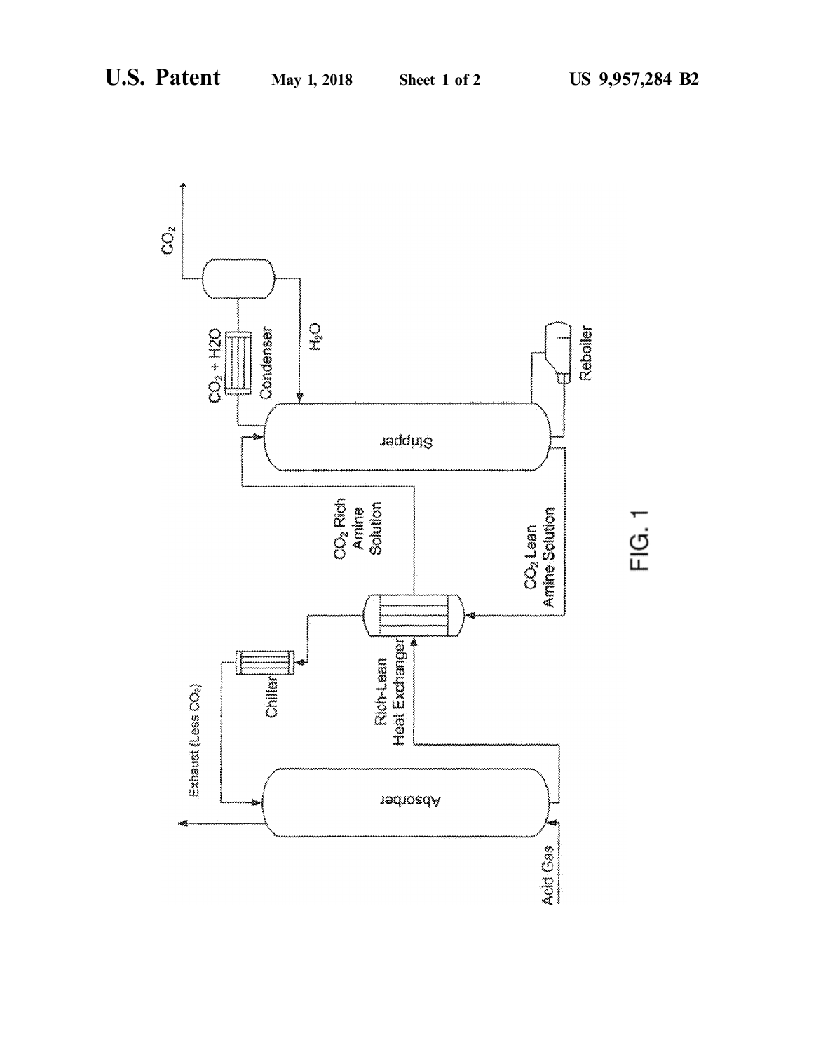FIG. 1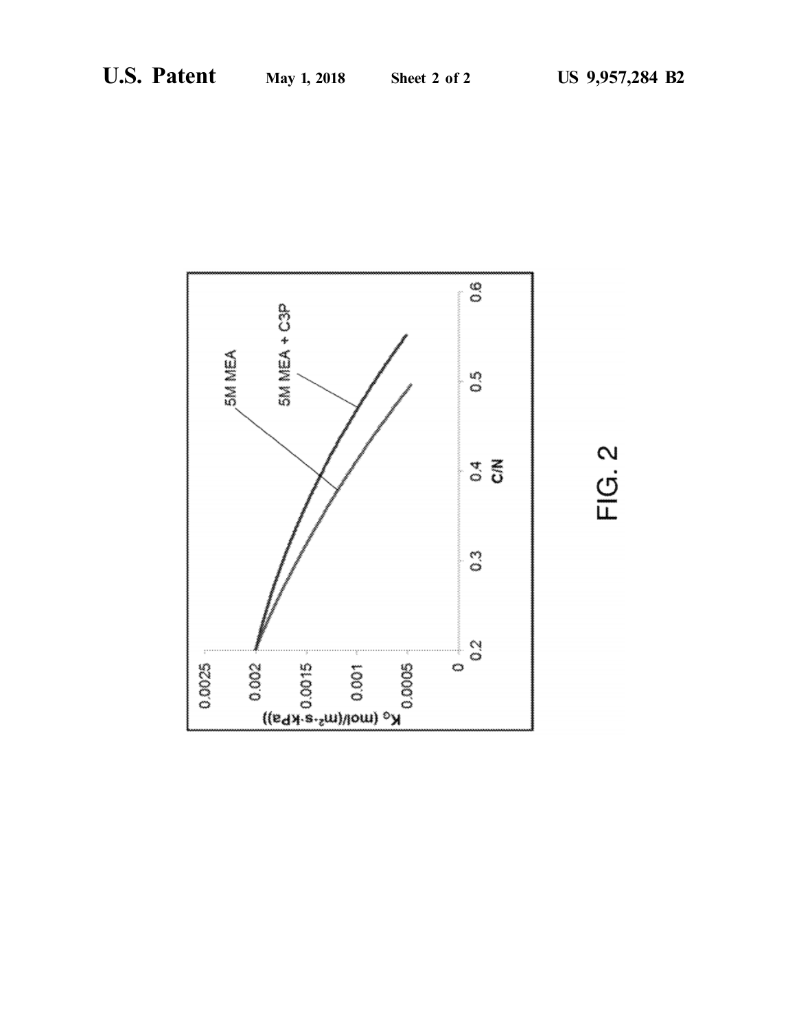$K_G$ (mol/(m²·s·kPa))

0.0025

0.002

0.0015

0.001

0.0005

0

0.2

0.3

0.4

0.5

0.6

C/N

5M MEA

5M MEA + C3P

FIG. 2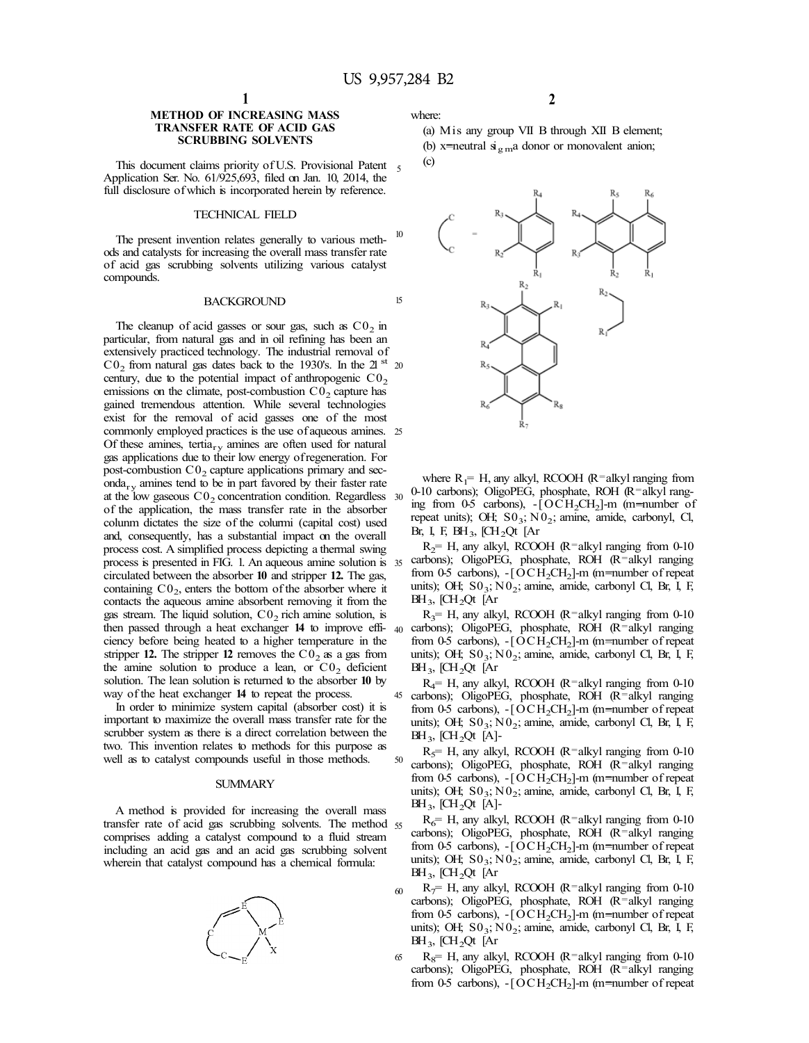## METHOD OF INCREASING MASS TRANSFER RATE OF ACID GAS SCRUBBING SOLVENTS

This document claims priority of U.S. Provisional Patent Application Ser. No. 61/925,693, filed on Jan. 10, 2014, the full disclosure of which is incorporated herein by reference.

### TECHNICAL FIELD

The present invention relates generally to various methods and catalysts for increasing the overall mass transfer rate of acid gas scrubbing solvents utilizing various catalyst compounds.

### BACKGROUND

The cleanup of acid gasses or sour gas, such as $CO_2$ in particular, from natural gas and in oil refining has been an extensively practiced technology. The industrial removal of $CO_2$ from natural gas dates back to the 1930's. In the 21st century, due to the potential impact of anthropogenic $CO_2$ emissions on the climate, post-combustion $CO_2$ capture has gained tremendous attention. While several technologies exist for the removal of acid gasses one of the most commonly employed practices is the use of aqueous amines. Of these amines, tertiary amines are often used for natural gas applications due to their low energy of regeneration. For post-combustion $CO_2$ capture applications primary and secondary amines tend to be in part favored by their faster rate at the low gaseous $CO_2$ concentration condition. Regardless of the application, the mass transfer rate in the absorber column dictates the size of the column (capital cost) used and, consequently, has a substantial impact on the overall process cost. A simplified process depicting a thermal swing process is presented in FIG. 1. An aqueous amine solution is circulated between the absorber **10** and stripper **12**. The gas, containing $CO_2$, enters the bottom of the absorber where it contacts the aqueous amine absorbent removing it from the gas stream. The liquid solution, $CO_2$ rich amine solution, is then passed through a heat exchanger **14** to improve efficiency before being heated to a higher temperature in the stripper **12**. The stripper **12** removes the $CO_2$ as a gas from the amine solution to produce a lean, or $CO_2$ deficient solution. The lean solution is returned to the absorber **10** by way of the heat exchanger **14** to repeat the process.

In order to minimize system capital (absorber cost) it is important to maximize the overall mass transfer rate for the scrubber system as there is a direct correlation between the two. This invention relates to methods for this purpose as well as to catalyst compounds useful in those methods.

### SUMMARY

A method is provided for increasing the overall mass transfer rate of acid gas scrubbing solvents. The method comprises adding a catalyst compound to a fluid stream including an acid gas and an acid gas scrubbing solvent wherein that catalyst compound has a chemical formula:

where:

(a) M is any group VII B through XII B element;

(b) x=neutral sigma donor or monovalent anion;

(c)

where $R_1$= H, any alkyl, RCOOH (R=alkyl ranging from 0-10 carbons); OligoPEG, phosphate, ROH (R=alkyl ranging from 0-5 carbons), $-[OCH_2CH_2]$-m (m=number of repeat units); OH; $SO_3$; $NO_2$; amine, amide, carbonyl, Cl, Br, I, F, $BH_3$, $[CH_2Qt$ [Ar

$R_2$= H, any alkyl, RCOOH (R=alkyl ranging from 0-10 carbons); OligoPEG, phosphate, ROH (R=alkyl ranging from 0-5 carbons), $-[OCH_2CH_2]$-m (m=number of repeat units); OH; $SO_3$; $NO_2$; amine, amide, carbonyl Cl, Br, I, F, $BH_3$, $[CH_2Qt$ [Ar

$R_3$= H, any alkyl, RCOOH (R=alkyl ranging from 0-10 carbons); OligoPEG, phosphate, ROH (R=alkyl ranging from 0-5 carbons), $-[OCH_2CH_2]$-m (m=number of repeat units); OH; $SO_3$; $NO_2$; amine, amide, carbonyl Cl, Br, I, F, $BH_3$, $[CH_2Qt$ [Ar

$R_4$= H, any alkyl, RCOOH (R=alkyl ranging from 0-10 carbons); OligoPEG, phosphate, ROH (R=alkyl ranging from 0-5 carbons), $-[OCH_2CH_2]$-m (m=number of repeat units); OH; $SO_3$; $NO_2$; amine, amide, carbonyl Cl, Br, I, F, $BH_3$, $[CH_2Qt$ [A]-

$R_5$= H, any alkyl, RCOOH (R=alkyl ranging from 0-10 carbons); OligoPEG, phosphate, ROH (R=alkyl ranging from 0-5 carbons), $-[OCH_2CH_2]$-m (m=number of repeat units); OH; $SO_3$; $NO_2$; amine, amide, carbonyl Cl, Br, I, F, $BH_3$, $[CH_2Qt$ [A]-

$R_6$= H, any alkyl, RCOOH (R=alkyl ranging from 0-10 carbons); OligoPEG, phosphate, ROH (R=alkyl ranging from 0-5 carbons), $-[OCH_2CH_2]$-m (m=number of repeat units); OH; $SO_3$; $NO_2$; amine, amide, carbonyl Cl, Br, I, F, $BH_3$, $[CH_2Qt$ [Ar

$R_7$= H, any alkyl, RCOOH (R=alkyl ranging from 0-10 carbons); OligoPEG, phosphate, ROH (R=alkyl ranging from 0-5 carbons), $-[OCH_2CH_2]$-m (m=number of repeat units); OH; $SO_3$; $NO_2$; amine, amide, carbonyl Cl, Br, I, F, $BH_3$, $[CH_2Qt$ [Ar

$R_8$= H, any alkyl, RCOOH (R=alkyl ranging from 0-10 carbons); OligoPEG, phosphate, ROH (R=alkyl ranging from 0-5 carbons), $-[OCH_2CH_2]$-m (m=number of repeat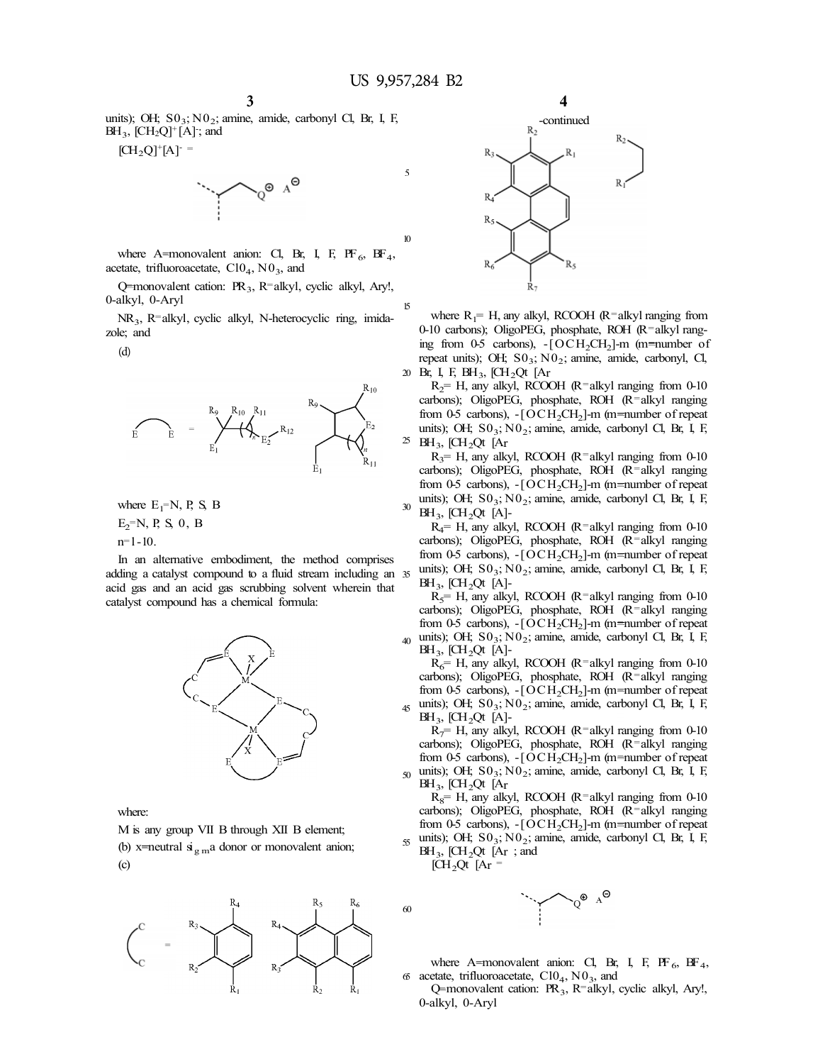units); OH; $SO_3$; $NO_2$; amine, amide, carbonyl Cl, Br, I, F, $BH_3$, $[CH_2Q]^+[A]^-$; and

$[CH_2Q]^+[A]^-$ =

where A=monovalent anion: Cl, Br, I, F, $PF_6$, $BF_4$, acetate, trifluoroacetate, $ClO_4$, $NO_3$, and

Q=monovalent cation: $PR_3$, R=alkyl, cyclic alkyl, Aryl, 0-alkyl, 0-Aryl

$NR_3$, R=alkyl, cyclic alkyl, N-heterocyclic ring, imidazole; and

(d)

where $E_1$=N, P, S, B

$E_2$=N, P, S, 0, B

n=1-10.

In an alternative embodiment, the method comprises adding a catalyst compound to a fluid stream including an acid gas and an acid gas scrubbing solvent wherein that catalyst compound has a chemical formula:

where:

M is any group VII B through XII B element;

(b) x=neutral sigma donor or monovalent anion;

(c)

-continued

where $R_1$= H, any alkyl, RCOOH (R=alkyl ranging from 0-10 carbons); OligoPEG, phosphate, ROH (R=alkyl ranging from 0-5 carbons), $-[OCH_2CH_2]$-m (m=number of repeat units); OH; $SO_3$; $NO_2$; amine, amide, carbonyl, Cl, Br, I, F, $BH_3$, $[CH_2Q]^+[A]^-$

$R_2$= H, any alkyl, RCOOH (R=alkyl ranging from 0-10 carbons); OligoPEG, phosphate, ROH (R=alkyl ranging from 0-5 carbons), $-[OCH_2CH_2]$-m (m=number of repeat units); OH; $SO_3$; $NO_2$; amine, amide, carbonyl Cl, Br, I, F, $BH_3$, $[CH_2Q]^+[A]^-$

$R_3$= H, any alkyl, RCOOH (R=alkyl ranging from 0-10 carbons); OligoPEG, phosphate, ROH (R=alkyl ranging from 0-5 carbons), $-[OCH_2CH_2]$-m (m=number of repeat units); OH; $SO_3$; $NO_2$; amine, amide, carbonyl Cl, Br, I, F, $BH_3$, $[CH_2Q]^+[A]^-$

$R_4$= H, any alkyl, RCOOH (R=alkyl ranging from 0-10 carbons); OligoPEG, phosphate, ROH (R=alkyl ranging from 0-5 carbons), $-[OCH_2CH_2]$-m (m=number of repeat units); OH; $SO_3$; $NO_2$; amine, amide, carbonyl Cl, Br, I, F, $BH_3$, $[CH_2Q]^+[A]^-$

$R_5$= H, any alkyl, RCOOH (R=alkyl ranging from 0-10 carbons); OligoPEG, phosphate, ROH (R=alkyl ranging from 0-5 carbons), $-[OCH_2CH_2]$-m (m=number of repeat units); OH; $SO_3$; $NO_2$; amine, amide, carbonyl Cl, Br, I, F, $BH_3$, $[CH_2Q]^+[A]^-$

$R_6$= H, any alkyl, RCOOH (R=alkyl ranging from 0-10 carbons); OligoPEG, phosphate, ROH (R=alkyl ranging from 0-5 carbons), $-[OCH_2CH_2]$-m (m=number of repeat units); OH; $SO_3$; $NO_2$; amine, amide, carbonyl Cl, Br, I, F, $BH_3$, $[CH_2Q]^+[A]^-$

$R_7$= H, any alkyl, RCOOH (R=alkyl ranging from 0-10 carbons); OligoPEG, phosphate, ROH (R=alkyl ranging from 0-5 carbons), $-[OCH_2CH_2]$-m (m=number of repeat units); OH; $SO_3$; $NO_2$; amine, amide, carbonyl Cl, Br, I, F, $BH_3$, $[CH_2Q]^+[A]^-$

$R_8$= H, any alkyl, RCOOH (R=alkyl ranging from 0-10 carbons); OligoPEG, phosphate, ROH (R=alkyl ranging from 0-5 carbons), $-[OCH_2CH_2]$-m (m=number of repeat units); OH; $SO_3$; $NO_2$; amine, amide, carbonyl Cl, Br, I, F, $BH_3$, $[CH_2Q]^+[A]^-$; and

$[CH_2Q]^+[A]^-$ =

where A=monovalent anion: Cl, Br, I, F, $PF_6$, $BF_4$, acetate, trifluoroacetate, $ClO_4$, $NO_3$, and

Q=monovalent cation: $PR_3$, R=alkyl, cyclic alkyl, Aryl, 0-alkyl, 0-Aryl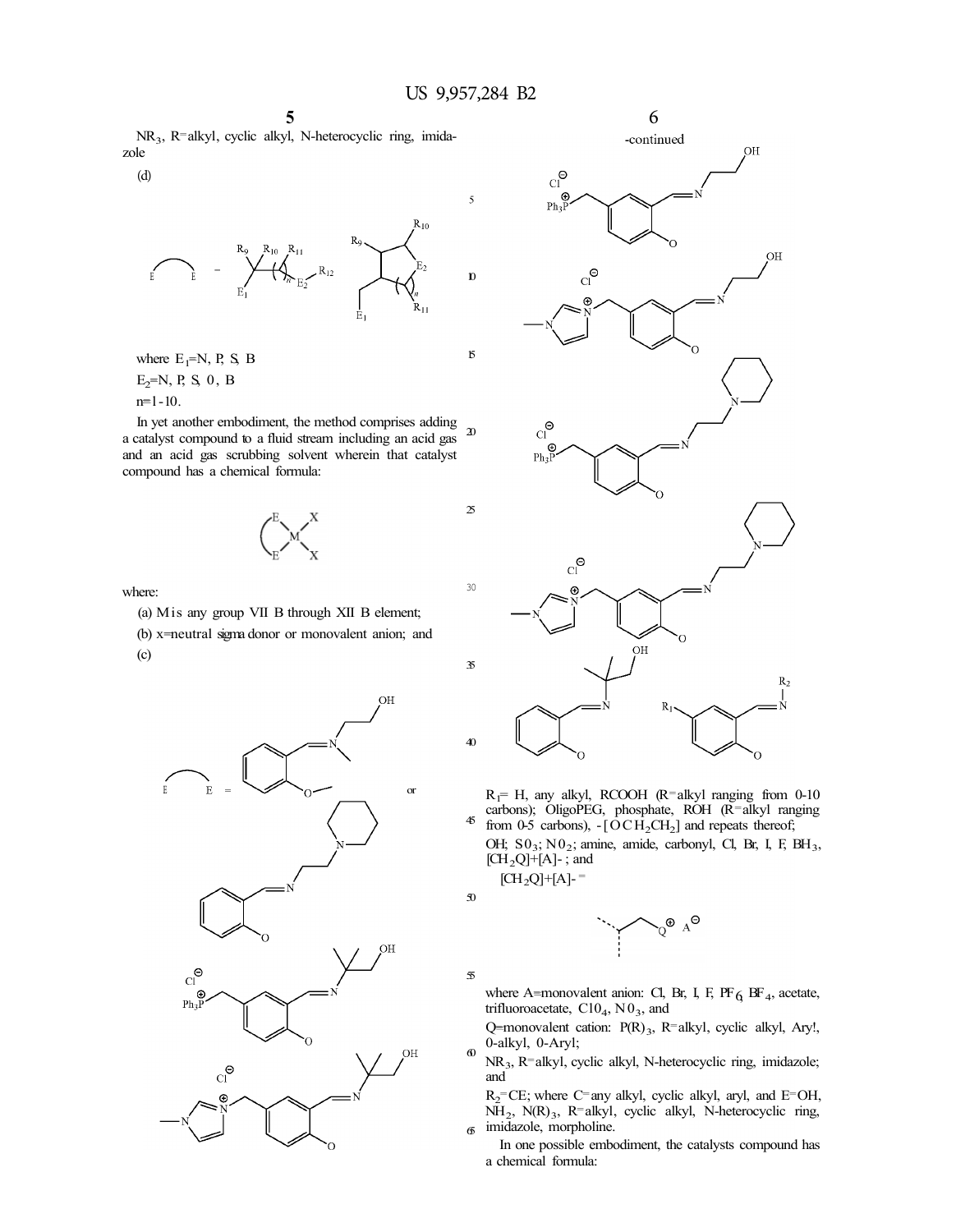$NR_3$, R=alkyl, cyclic alkyl, N-heterocyclic ring, imidazole

(d)

where $E_1$=N, P, S, B

$E_2$=N, P, S, 0, B

n=1-10.

In yet another embodiment, the method comprises adding a catalyst compound to a fluid stream including an acid gas and an acid gas scrubbing solvent wherein that catalyst compound has a chemical formula:

where:

(a) M is any group VII B through XII B element;

(b) x=neutral sigma donor or monovalent anion; and

(c)

-continued

$R_1$= H, any alkyl, RCOOH (R=alkyl ranging from 0-10 carbons); OligoPEG, phosphate, ROH (R=alkyl ranging from 0-5 carbons), -[$OCH_2CH_2$] and repeats thereof;

OH; $SO_3$; $NO_2$; amine, amide, carbonyl, Cl, Br, I, F, $BH_3$, $[CH_2Q]^+[A]^-$; and

$[CH_2Q]^+[A]^-$ =

where A=monovalent anion: Cl, Br, I, F, $PF_6$, $BF_4$, acetate, trifluoroacetate, $ClO_4$, $NO_3$, and

Q=monovalent cation: $P(R)_3$, R=alkyl, cyclic alkyl, Aryl, 0-alkyl, 0-Aryl;

$NR_3$, R=alkyl, cyclic alkyl, N-heterocyclic ring, imidazole; and

$R_2$=CE; where C=any alkyl, cyclic alkyl, aryl, and E=OH, $NH_2$, $N(R)_3$, R=alkyl, cyclic alkyl, N-heterocyclic ring, imidazole, morpholine.

In one possible embodiment, the catalysts compound has a chemical formula: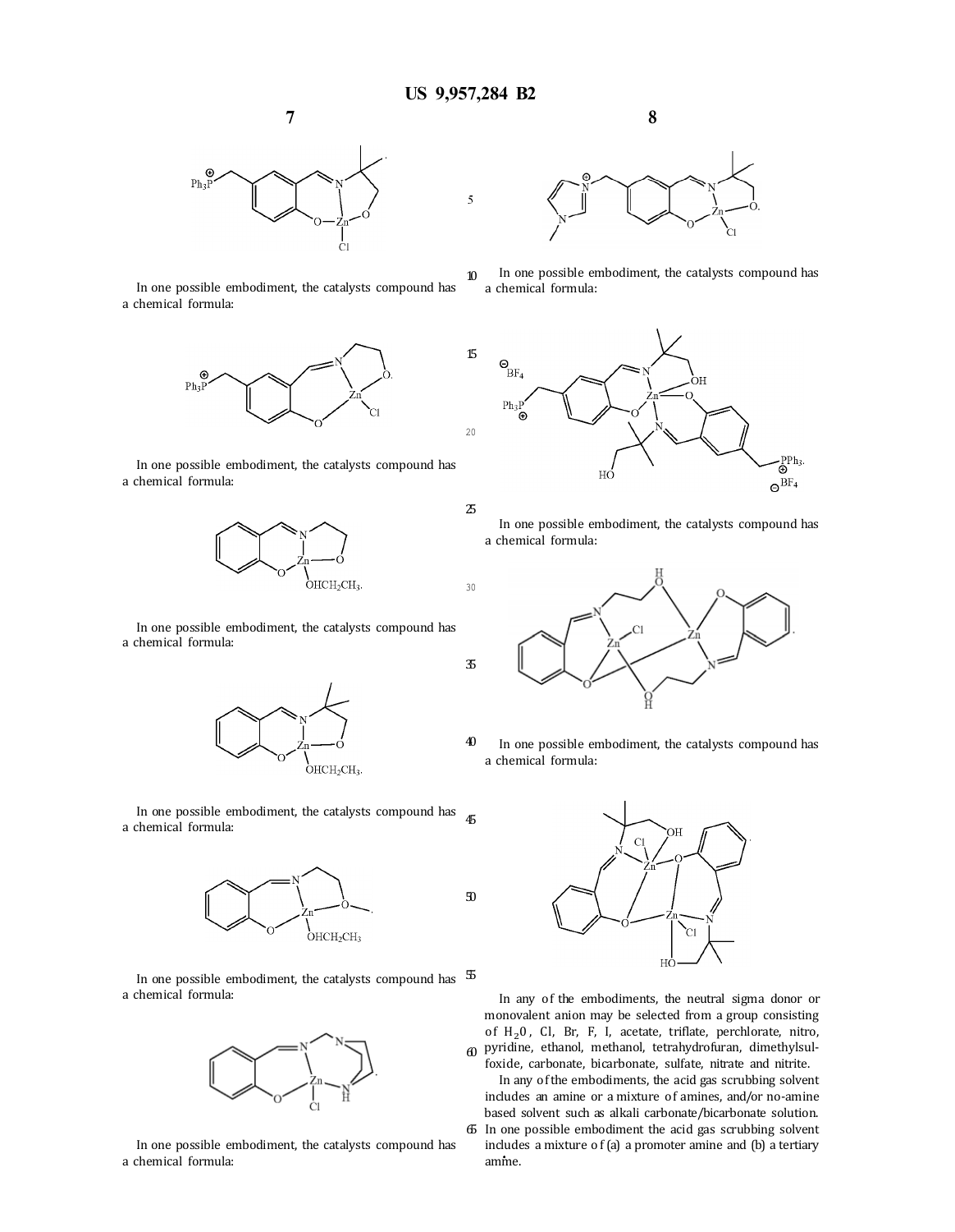In one possible embodiment, the catalysts compound has a chemical formula:

In one possible embodiment, the catalysts compound has a chemical formula:

In one possible embodiment, the catalysts compound has a chemical formula:

In one possible embodiment, the catalysts compound has a chemical formula:

In one possible embodiment, the catalysts compound has a chemical formula:

In one possible embodiment, the catalysts compound has a chemical formula:

In one possible embodiment, the catalysts compound has a chemical formula:

In one possible embodiment, the catalysts compound has a chemical formula:

In one possible embodiment, the catalysts compound has a chemical formula:

In any of the embodiments, the neutral sigma donor or monovalent anion may be selected from a group consisting of $H_2O$, Cl, Br, F, I, acetate, triflate, perchlorate, nitro, pyridine, ethanol, methanol, tetrahydrofuran, dimethylsulfoxide, carbonate, bicarbonate, sulfate, nitrate and nitrite.

In any of the embodiments, the acid gas scrubbing solvent includes an amine or a mixture of amines, and/or no-amine based solvent such as alkali carbonate/bicarbonate solution. In one possible embodiment the acid gas scrubbing solvent includes a mixture of (a) a promoter amine and (b) a tertiary amine.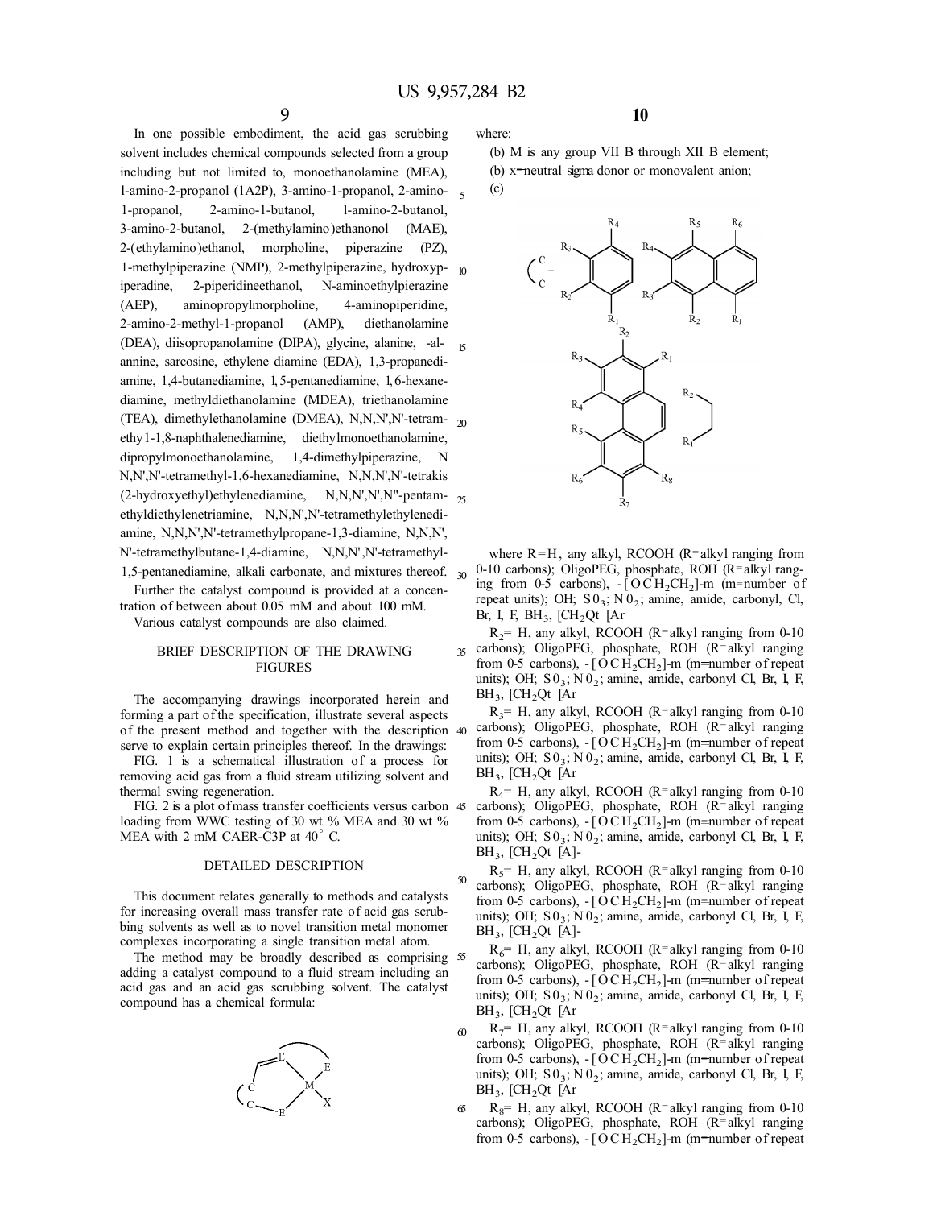In one possible embodiment, the acid gas scrubbing solvent includes chemical compounds selected from a group including but not limited to, monoethanolamine (MEA), l-amino-2-propanol (1A2P), 3-amino-1-propanol, 2-amino-1-propanol, 2-amino-1-butanol, l-amino-2-butanol, 3-amino-2-butanol, 2-(methylamino)ethanonol (MAE), 2-(ethylamino)ethanol, morpholine, piperazine (PZ), 1-methylpiperazine (NMP), 2-methylpiperazine, hydroxypiperadine, 2-piperidineethanol, N-aminoethylpierazine (AEP), aminopropylmorpholine, 4-aminopiperidine, 2-amino-2-methyl-1-propanol (AMP), diethanolamine (DEA), diisopropanolamine (DIPA), glycine, alanine, -alannine, sarcosine, ethylene diamine (EDA), 1,3-propanediamine, 1,4-butanediamine, l,5-pentanediamine, l,6-hexanediamine, methyldiethanolamine (MDEA), triethanolamine (TEA), dimethylethanolamine (DMEA), N,N,N',N'-tetramethy1-1,8-naphthalenediamine, diethylmonoethanolamine, dipropylmonoethanolamine, 1,4-dimethylpiperazine, N N,N',N'-tetramethyl-1,6-hexanediamine, N,N,N',N'-tetrakis (2-hydroxyethyl)ethylenediamine, N,N,N',N',N"-pentamethyldiethylenetriamine, N,N,N',N'-tetramethylethylenediamine, N,N,N',N'-tetramethylpropane-1,3-diamine, N,N,N',N'-tetramethylbutane-1,4-diamine, N,N,N',N'-tetramethyl-1,5-pentanediamine, alkali carbonate, and mixtures thereof.

Further the catalyst compound is provided at a concentration of between about 0.05 mM and about 100 mM.

Various catalyst compounds are also claimed.

## BRIEF DESCRIPTION OF THE DRAWING FIGURES

The accompanying drawings incorporated herein and forming a part of the specification, illustrate several aspects of the present method and together with the description serve to explain certain principles thereof. In the drawings:

FIG. 1 is a schematical illustration of a process for removing acid gas from a fluid stream utilizing solvent and thermal swing regeneration.

FIG. 2 is a plot of mass transfer coefficients versus carbon loading from WWC testing of 30 wt % MEA and 30 wt % MEA with 2 mM CAER-C3P at 40° C.

## DETAILED DESCRIPTION

This document relates generally to methods and catalysts for increasing overall mass transfer rate of acid gas scrubbing solvents as well as to novel transition metal monomer complexes incorporating a single transition metal atom.

The method may be broadly described as comprising adding a catalyst compound to a fluid stream including an acid gas and an acid gas scrubbing solvent. The catalyst compound has a chemical formula:

where:

(b) M is any group VII B through XII B element;

(b) x=neutral sigma donor or monovalent anion;

(c)

where R=H, any alkyl, RCOOH (R=alkyl ranging from 0-10 carbons); OligoPEG, phosphate, ROH (R=alkyl ranging from 0-5 carbons), -[$OCH_2CH_2$]-m (m=number of repeat units); OH; $SO_3$; $NO_2$; amine, amide, carbonyl, Cl, Br, I, F, $BH_3$, [$CH_2$Qt [Ar

$R_2$= H, any alkyl, RCOOH (R=alkyl ranging from 0-10 carbons); OligoPEG, phosphate, ROH (R=alkyl ranging from 0-5 carbons), -[$OCH_2CH_2$]-m (m=number of repeat units); OH; $SO_3$; $NO_2$; amine, amide, carbonyl Cl, Br, I, F, $BH_3$, [$CH_2$Qt [Ar

$R_3$= H, any alkyl, RCOOH (R=alkyl ranging from 0-10 carbons); OligoPEG, phosphate, ROH (R=alkyl ranging from 0-5 carbons), -[$OCH_2CH_2$]-m (m=number of repeat units); OH; $SO_3$; $NO_2$; amine, amide, carbonyl Cl, Br, I, F, $BH_3$, [$CH_2$Qt [Ar

$R_4$= H, any alkyl, RCOOH (R=alkyl ranging from 0-10 carbons); OligoPEG, phosphate, ROH (R=alkyl ranging from 0-5 carbons), -[$OCH_2CH_2$]-m (m=number of repeat units); OH; $SO_3$; $NO_2$; amine, amide, carbonyl Cl, Br, I, F, $BH_3$, [$CH_2$Qt [A]-

$R_5$= H, any alkyl, RCOOH (R=alkyl ranging from 0-10 carbons); OligoPEG, phosphate, ROH (R=alkyl ranging from 0-5 carbons), -[$OCH_2CH_2$]-m (m=number of repeat units); OH; $SO_3$; $NO_2$; amine, amide, carbonyl Cl, Br, I, F, $BH_3$, [$CH_2$Qt [A]-

$R_6$= H, any alkyl, RCOOH (R=alkyl ranging from 0-10 carbons); OligoPEG, phosphate, ROH (R=alkyl ranging from 0-5 carbons), -[$OCH_2CH_2$]-m (m=number of repeat units); OH; $SO_3$; $NO_2$; amine, amide, carbonyl Cl, Br, I, F, $BH_3$, [$CH_2$Qt [Ar

$R_7$= H, any alkyl, RCOOH (R=alkyl ranging from 0-10 carbons); OligoPEG, phosphate, ROH (R=alkyl ranging from 0-5 carbons), -[$OCH_2CH_2$]-m (m=number of repeat units); OH; $SO_3$; $NO_2$; amine, amide, carbonyl Cl, Br, I, F, $BH_3$, [$CH_2$Qt [Ar

$R_8$= H, any alkyl, RCOOH (R=alkyl ranging from 0-10 carbons); OligoPEG, phosphate, ROH (R=alkyl ranging from 0-5 carbons), -[$OCH_2CH_2$]-m (m=number of repeat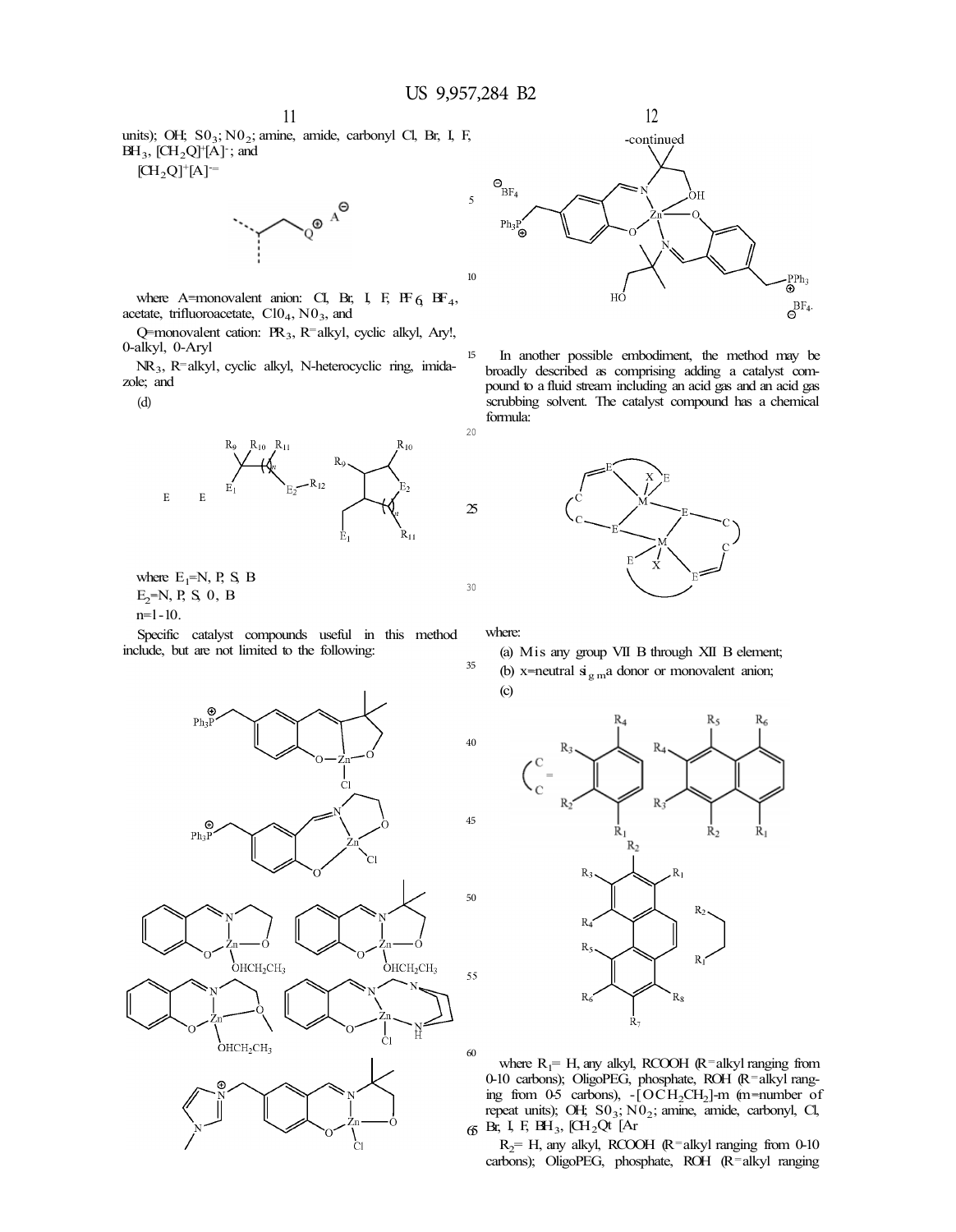units); OH; $SO_3$; $NO_2$; amine, amide, carbonyl Cl, Br, I, F, $BH_3$, $[CH_2Q]^+[A]^-$; and

$[CH_2Q]^+[A]^-$=

where A=monovalent anion: Cl, Br, I, F, $PF_6$, $BF_4$, acetate, trifluoroacetate, $ClO_4$, $NO_3$, and

Q=monovalent cation: $PR_3$, R=alkyl, cyclic alkyl, Aryl, 0-alkyl, 0-Aryl

$NR_3$, R=alkyl, cyclic alkyl, N-heterocyclic ring, imidazole; and

(d)

E E

where $E_1$=N, P, S, B

$E_2$=N, P, S, 0, B

n=1-10.

Specific catalyst compounds useful in this method include, but are not limited to the following:

-continued

In another possible embodiment, the method may be broadly described as comprising adding a catalyst compound to a fluid stream including an acid gas and an acid gas scrubbing solvent. The catalyst compound has a chemical formula:

where:

(a) M is any group VII B through XII B element;

(b) x=neutral sigma donor or monovalent anion;

(c)

where $R_1$= H, any alkyl, RCOOH (R=alkyl ranging from 0-10 carbons); OligoPEG, phosphate, ROH (R=alkyl ranging from 0-5 carbons), $-[OCH_2CH_2]$-m (m=number of repeat units); OH; $SO_3$; $NO_2$; amine, amide, carbonyl, Cl, Br, I, F, $BH_3$, $[CH_2Q]^+[Ar$

$R_2$= H, any alkyl, RCOOH (R=alkyl ranging from 0-10 carbons); OligoPEG, phosphate, ROH (R=alkyl ranging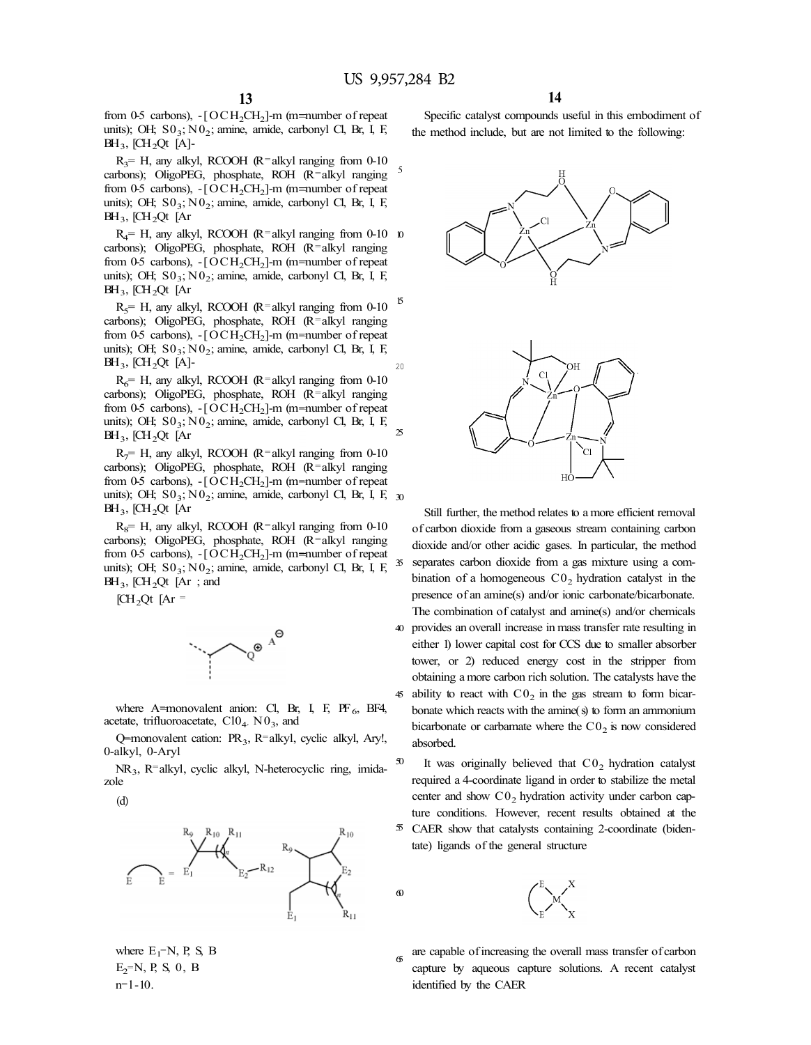from 0-5 carbons), -[$OCH_2CH_2$]-m (m=number of repeat units); OH; $SO_3$; $NO_2$; amine, amide, carbonyl Cl, Br, I, F, $BH_3$, [$CH_2$Qt [A]-

$R_3$= H, any alkyl, RCOOH (R=alkyl ranging from 0-10 carbons); OligoPEG, phosphate, ROH (R=alkyl ranging from 0-5 carbons), -[$OCH_2CH_2$]-m (m=number of repeat units); OH; $SO_3$; $NO_2$; amine, amide, carbonyl Cl, Br, I, F, $BH_3$, [$CH_2$Qt [Ar

$R_4$= H, any alkyl, RCOOH (R=alkyl ranging from 0-10 carbons); OligoPEG, phosphate, ROH (R=alkyl ranging from 0-5 carbons), -[$OCH_2CH_2$]-m (m=number of repeat units); OH; $SO_3$; $NO_2$; amine, amide, carbonyl Cl, Br, I, F, $BH_3$, [$CH_2$Qt [Ar

$R_5$= H, any alkyl, RCOOH (R=alkyl ranging from 0-10 carbons); OligoPEG, phosphate, ROH (R=alkyl ranging from 0-5 carbons), -[$OCH_2CH_2$]-m (m=number of repeat units); OH; $SO_3$; $NO_2$; amine, amide, carbonyl Cl, Br, I, F, $BH_3$, [$CH_2$Qt [A]-

$R_6$= H, any alkyl, RCOOH (R=alkyl ranging from 0-10 carbons); OligoPEG, phosphate, ROH (R=alkyl ranging from 0-5 carbons), -[$OCH_2CH_2$]-m (m=number of repeat units); OH; $SO_3$; $NO_2$; amine, amide, carbonyl Cl, Br, I, F, $BH_3$, [$CH_2$Qt [Ar

$R_7$= H, any alkyl, RCOOH (R=alkyl ranging from 0-10 carbons); OligoPEG, phosphate, ROH (R=alkyl ranging from 0-5 carbons), -[$OCH_2CH_2$]-m (m=number of repeat units); OH; $SO_3$; $NO_2$; amine, amide, carbonyl Cl, Br, I, F, $BH_3$, [$CH_2$Qt [Ar

$R_8$= H, any alkyl, RCOOH (R=alkyl ranging from 0-10 carbons); OligoPEG, phosphate, ROH (R=alkyl ranging from 0-5 carbons), -[$OCH_2CH_2$]-m (m=number of repeat units); OH; $SO_3$; $NO_2$; amine, amide, carbonyl Cl, Br, I, F, $BH_3$, [$CH_2$Qt [Ar ; and

[$CH_2$Qt [Ar =

where A=monovalent anion: Cl, Br, I, F, $PF_6$, BF4, acetate, trifluoroacetate, $ClO_4$, $NO_3$, and

Q=monovalent cation: $PR_3$, R=alkyl, cyclic alkyl, Ary!, 0-alkyl, 0-Aryl

$NR_3$, R=alkyl, cyclic alkyl, N-heterocyclic ring, imidazole

(d)

where $E_1$=N, P, S, B

$E_2$=N, P, S, 0, B

n=1-10.

Specific catalyst compounds useful in this embodiment of the method include, but are not limited to the following:

Still further, the method relates to a more efficient removal of carbon dioxide from a gaseous stream containing carbon dioxide and/or other acidic gases. In particular, the method separates carbon dioxide from a gas mixture using a combination of a homogeneous $CO_2$ hydration catalyst in the presence of an amine(s) and/or ionic carbonate/bicarbonate. The combination of catalyst and amine(s) and/or chemicals provides an overall increase in mass transfer rate resulting in either 1) lower capital cost for CCS due to smaller absorber tower, or 2) reduced energy cost in the stripper from obtaining a more carbon rich solution. The catalysts have the ability to react with $CO_2$ in the gas stream to form bicarbonate which reacts with the amine(s) to form an ammonium bicarbonate or carbamate where the $CO_2$ is now considered absorbed.

It was originally believed that $CO_2$ hydration catalyst required a 4-coordinate ligand in order to stabilize the metal center and show $CO_2$ hydration activity under carbon capture conditions. However, recent results obtained at the CAER show that catalysts containing 2-coordinate (bidentate) ligands of the general structure

are capable of increasing the overall mass transfer of carbon capture by aqueous capture solutions. A recent catalyst identified by the CAER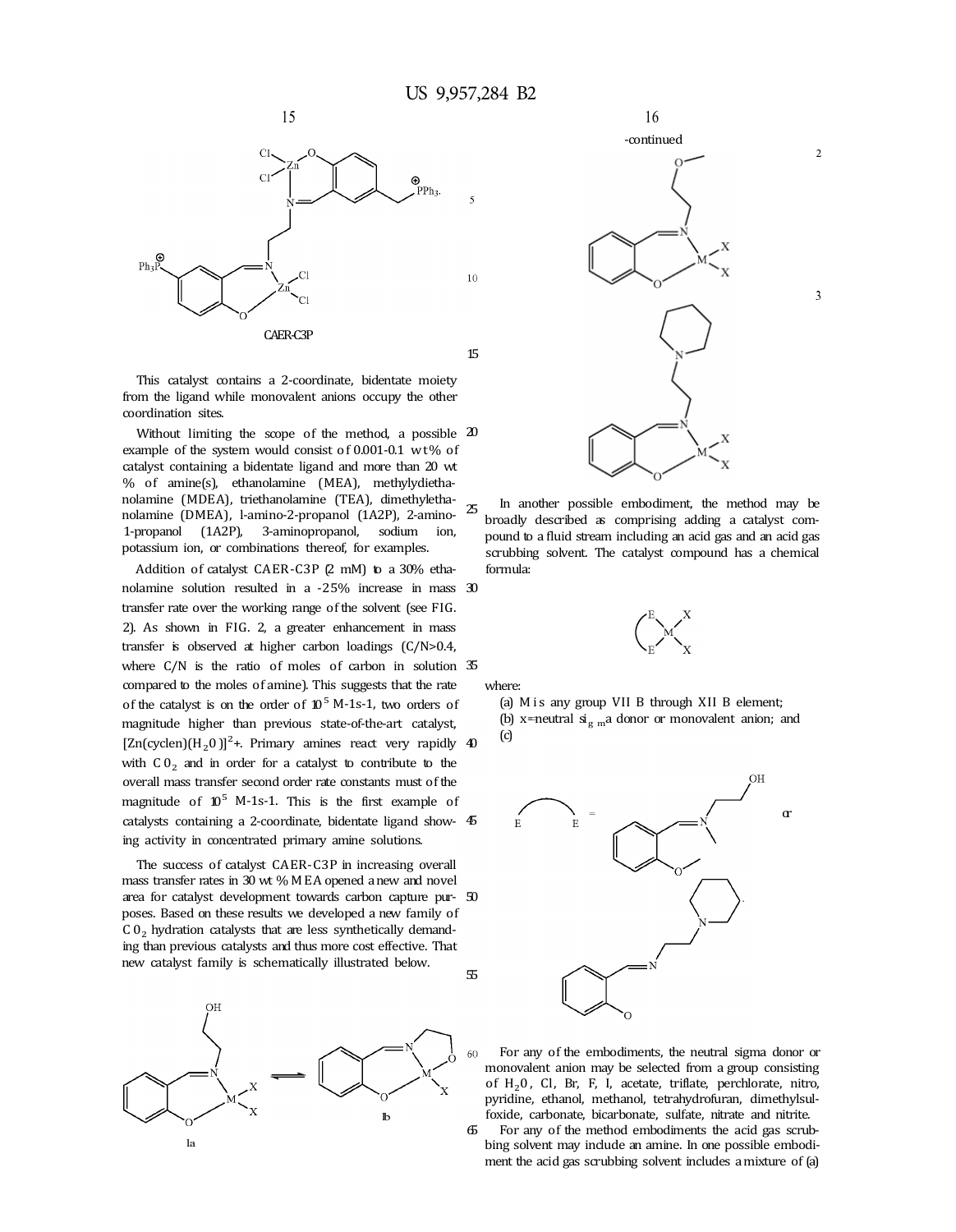CAER-C3P

This catalyst contains a 2-coordinate, bidentate moiety from the ligand while monovalent anions occupy the other coordination sites.

Without limiting the scope of the method, a possible example of the system would consist of 0.001-0.1 wt % of catalyst containing a bidentate ligand and more than 20 wt % of amine(s), ethanolamine (MEA), methylydiethanolamine (MDEA), triethanolamine (TEA), dimethylethanolamine (DMEA), l-amino-2-propanol (1A2P), 2-amino-1-propanol (1A2P), 3-aminopropanol, sodium ion, potassium ion, or combinations thereof, for examples.

Addition of catalyst CAER-C3P (2 mM) to a 30% ethanolamine solution resulted in a -25% increase in mass transfer rate over the working range of the solvent (see FIG. 2). As shown in FIG. 2, a greater enhancement in mass transfer is observed at higher carbon loadings (C/N>0.4, where C/N is the ratio of moles of carbon in solution compared to the moles of amine). This suggests that the rate of the catalyst is on the order of $10^5$ M-1s-1, two orders of magnitude higher than previous state-of-the-art catalyst, $[Zn(cyclen)(H_2O)]^{2+}$. Primary amines react very rapidly with $CO_2$ and in order for a catalyst to contribute to the overall mass transfer second order rate constants must of the magnitude of $10^5$ M-1s-1. This is the first example of catalysts containing a 2-coordinate, bidentate ligand showing activity in concentrated primary amine solutions.

The success of catalyst CAER-C3P in increasing overall mass transfer rates in 30 wt % MEA opened a new and novel area for catalyst development towards carbon capture purposes. Based on these results we developed a new family of $CO_2$ hydration catalysts that are less synthetically demanding than previous catalysts and thus more cost effective. That new catalyst family is schematically illustrated below.

Ia

Ib

-continued

2

3

In another possible embodiment, the method may be broadly described as comprising adding a catalyst compound to a fluid stream including an acid gas and an acid gas scrubbing solvent. The catalyst compound has a chemical formula:

where:

(a) M is any group VII B through XII B element;

(b) x=neutral sigma donor or monovalent anion; and

(c)

or

For any of the embodiments, the neutral sigma donor or monovalent anion may be selected from a group consisting of $H_2O$, Cl, Br, F, I, acetate, triflate, perchlorate, nitro, pyridine, ethanol, methanol, tetrahydrofuran, dimethylsulfoxide, carbonate, bicarbonate, sulfate, nitrate and nitrite.

For any of the method embodiments the acid gas scrubbing solvent may include an amine. In one possible embodiment the acid gas scrubbing solvent includes a mixture of (a)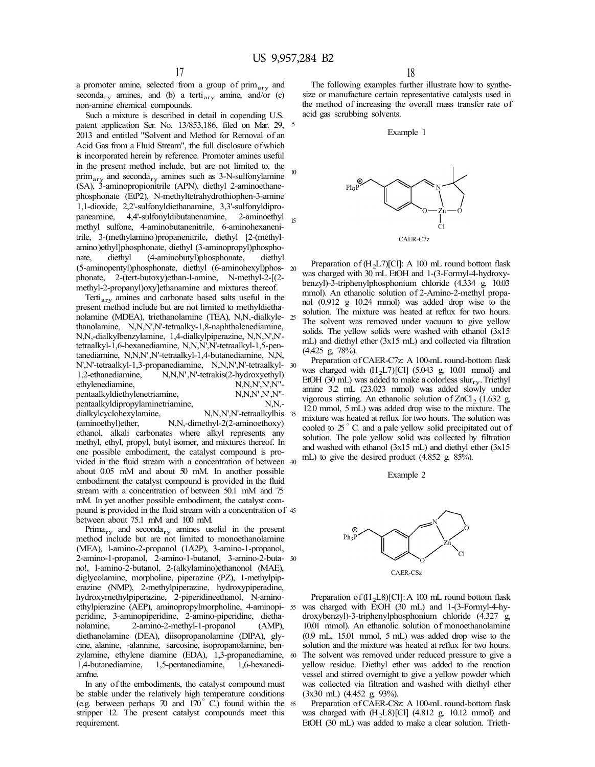a promoter amine, selected from a group of primary and secondary amines, and (b) a tertiary amine, and/or (c) non-amine chemical compounds.

Such a mixture is described in detail in copending U.S. patent application Ser. No. 13/853,186, filed on Mar. 29, 2013 and entitled "Solvent and Method for Removal of an Acid Gas from a Fluid Stream", the full disclosure of which is incorporated herein by reference. Promoter amines useful in the present method include, but are not limited to, the primary and secondary amines such as 3-N-sulfonylamine (SA), 3-aminopropionitrile (APN), diethyl 2-aminoethanephosphonate (EtP2), N-methyltetrahydrothiophen-3-amine 1,1-dioxide, 2,2'-sulfonyldiethanamine, 3,3'-sulfonyldipropaneamine, 4,4'-sulfonyldibutanenamine, 2-aminoethyl methyl sulfone, 4-aminobutanenitrile, 6-aminohexanenitrile, 3-(methylamino)propanenitrile, diethyl [2-(methylamino)ethyl]phosphonate, diethyl (3-aminopropyl)phosphonate, diethyl (4-aminobutyl)phosphonate, diethyl (5-aminopentyl)phosphonate, diethyl (6-aminohexyl)phosphonate, 2-(tert-butoxy)ethan-l-amine, N-methyl-2-[(2-methyl-2-propanyl)oxy]ethanamine and mixtures thereof.

Tertiary amines and carbonate based salts useful in the present method include but are not limited to methyldiethanolamine (MDEA), triethanolamine (TEA), N,N,-dialkylethanolamine, N,N,N',N'-tetraalky-1,8-naphthalenediamine, N,N,-dialkylbenzylamine, 1,4-dialkylpiperazine, N,N,N',N'-tetraalkyl-1,6-hexanediamine, N,N,N',N'-tetraalkyl-1,5-pentanediamine, N,N,N',N'-tetraalkyl-1,4-butanediamine, N,N,N',N'-tetraalkyl-1,3-propanediamine, N,N,N',N'-tetraalkyl-1,2-ethanediamine, N,N,N',N'-tetrakis(2-hydroxyethyl) ethylenediamine, N,N,N',N',N''-pentaalkyldiethylenetriamine, N,N,N',N',N''-pentaalkyldipropylaminetriamine, N,N,-dialkylcyclohexylamine, N,N,N',N'-tetraalkylbis (aminoethyl)ether, N,N,-dimethyl-2(2-aminoethoxy) ethanol, alkali carbonates where alkyl represents any methyl, ethyl, propyl, butyl isomer, and mixtures thereof. In one possible embodiment, the catalyst compound is provided in the fluid stream with a concentration of between about 0.05 mM and about 50 mM. In another possible embodiment the catalyst compound is provided in the fluid stream with a concentration of between 50.1 mM and 75 mM. In yet another possible embodiment, the catalyst compound is provided in the fluid stream with a concentration of between about 75.1 mM and 100 mM.

Primary and secondary amines useful in the present method include but are not limited to monoethanolamine (MEA), l-amino-2-propanol (1A2P), 3-amino-1-propanol, 2-amino-1-propanol, 2-amino-1-butanol, 3-amino-2-butanol, l-amino-2-butanol, 2-(alkylamino)ethanonol (MAE), diglycolamine, morpholine, piperazine (PZ), 1-methylpiperazine (NMP), 2-methylpiperazine, hydroxypiperadine, hydroxymethylpiperazine, 2-piperidineethanol, N-aminoethylpiperazine (AEP), aminopropylmorpholine, 4-aminopiperidine, 3-aminopiperidine, 2-amino-piperidine, diethanolamine, 2-amino-2-methyl-1-propanol (AMP), diethanolamine (DEA), diisopropanolamine (DIPA), glycine, alanine, -alannine, sarcosine, isopropanolamine, benzylamine, ethylene diamine (EDA), 1,3-propanediamine, 1,4-butanediamine, 1,5-pentanediamine, 1,6-hexanediamine.

In any of the embodiments, the catalyst compound must be stable under the relatively high temperature conditions (e.g. between perhaps 70 and 170° C.) found within the stripper 12. The present catalyst compounds meet this requirement.

The following examples further illustrate how to synthesize or manufacture certain representative catalysts used in the method of increasing the overall mass transfer rate of acid gas scrubbing solvents.

## Example 1

CAER-C7z

Preparation of $(H_2L7)[Cl]$: A 100 mL round bottom flask was charged with 30 mL EtOH and 1-(3-Formyl-4-hydroxybenzyl)-3-triphenylphosphonium chloride (4.334 g, 10.03 mmol). An ethanolic solution of 2-Amino-2-methyl propanol (0.912 g 10.24 mmol) was added drop wise to the solution. The mixture was heated at reflux for two hours. The solvent was removed under vacuum to give yellow solids. The yellow solids were washed with ethanol (3x15 mL) and diethyl ether (3x15 mL) and collected via filtration (4.425 g, 78%).

Preparation of CAER-C7z: A 100-mL round-bottom flask was charged with $(H_2L7)[Cl]$ (5.043 g, 10.01 mmol) and EtOH (30 mL) was added to make a colorless slurry. Triethyl amine 3.2 mL (23.023 mmol) was added slowly under vigorous stirring. An ethanolic solution of $ZnCl_2$ (1.632 g, 12.0 mmol, 5 mL) was added drop wise to the mixture. The mixture was heated at reflux for two hours. The solution was cooled to 25° C. and a pale yellow solid precipitated out of solution. The pale yellow solid was collected by filtration and washed with ethanol (3x15 mL) and diethyl ether (3x15 mL) to give the desired product (4.852 g, 85%).

## Example 2

CAER-C8z

Preparation of $(H_2L8)[Cl]$: A 100 mL round bottom flask was charged with EtOH (30 mL) and 1-(3-Formyl-4-hydroxybenzyl)-3-triphenylphosphonium chloride (4.327 g, 10.01 mmol). An ethanolic solution of monoethanolamine (0.9 mL, 15.01 mmol, 5 mL) was added drop wise to the solution and the mixture was heated at reflux for two hours. The solvent was removed under reduced pressure to give a yellow residue. Diethyl ether was added to the reaction vessel and stirred overnight to give a yellow powder which was collected via filtration and washed with diethyl ether (3x30 mL) (4.452 g, 93%).

Preparation of CAER-C8z: A 100-mL round-bottom flask was charged with $(H_2L8)[Cl]$ (4.812 g, 10.12 mmol) and EtOH (30 mL) was added to make a clear solution. Trieth-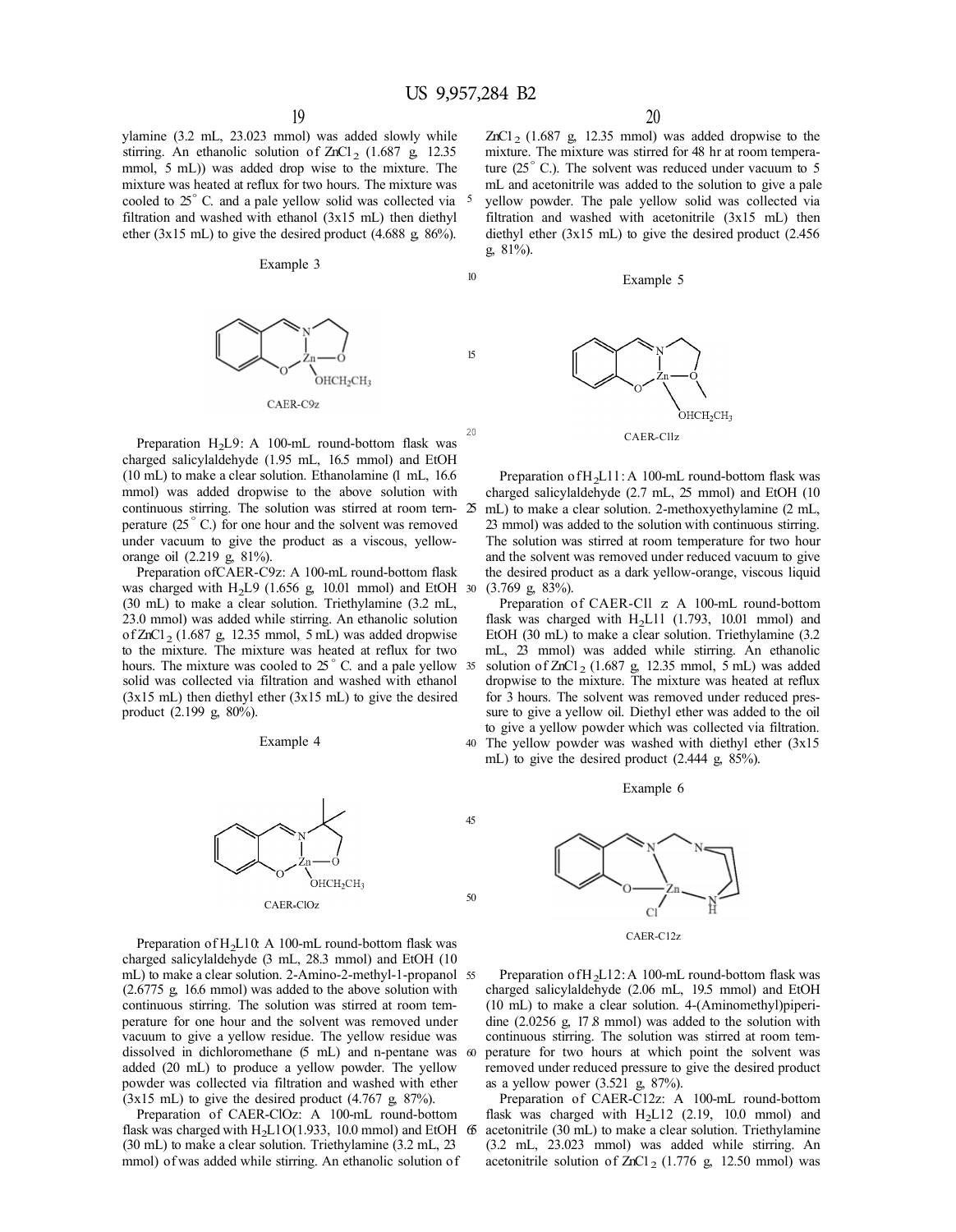ylamine (3.2 mL, 23.023 mmol) was added slowly while stirring. An ethanolic solution of $ZnCl_2$ (1.687 g, 12.35 mmol, 5 mL)) was added drop wise to the mixture. The mixture was heated at reflux for two hours. The mixture was cooled to 25° C. and a pale yellow solid was collected via filtration and washed with ethanol (3x15 mL) then diethyl ether (3x15 mL) to give the desired product (4.688 g, 86%).

## Example 3

CAER-C9z

Preparation $H_2L9$: A 100-mL round-bottom flask was charged salicylaldehyde (1.95 mL, 16.5 mmol) and EtOH (10 mL) to make a clear solution. Ethanolamine (1 mL, 16.6 mmol) was added dropwise to the above solution with continuous stirring. The solution was stirred at room temperature (25° C.) for one hour and the solvent was removed under vacuum to give the product as a viscous, yellow-orange oil (2.219 g, 81%).

Preparation ofCAER-C9z: A 100-mL round-bottom flask was charged with $H_2L9$ (1.656 g, 10.01 mmol) and EtOH (30 mL) to make a clear solution. Triethylamine (3.2 mL, 23.0 mmol) was added while stirring. An ethanolic solution of $ZnCl_2$ (1.687 g, 12.35 mmol, 5 mL) was added dropwise to the mixture. The mixture was heated at reflux for two hours. The mixture was cooled to 25° C. and a pale yellow solid was collected via filtration and washed with ethanol (3x15 mL) then diethyl ether (3x15 mL) to give the desired product (2.199 g, 80%).

## Example 4

CAER-ClOz

Preparation of $H_2L10$: A 100-mL round-bottom flask was charged salicylaldehyde (3 mL, 28.3 mmol) and EtOH (10 mL) to make a clear solution. 2-Amino-2-methyl-1-propanol (2.6775 g, 16.6 mmol) was added to the above solution with continuous stirring. The solution was stirred at room temperature for one hour and the solvent was removed under vacuum to give a yellow residue. The yellow residue was dissolved in dichloromethane (5 mL) and n-pentane was added (20 mL) to produce a yellow powder. The yellow powder was collected via filtration and washed with ether (3x15 mL) to give the desired product (4.767 g, 87%).

Preparation of CAER-ClOz: A 100-mL round-bottom flask was charged with $H_2L1O$(1.933, 10.0 mmol) and EtOH (30 mL) to make a clear solution. Triethylamine (3.2 mL, 23 mmol) of was added while stirring. An ethanolic solution of $ZnCl_2$ (1.687 g, 12.35 mmol) was added dropwise to the mixture. The mixture was stirred for 48 hr at room temperature (25° C.). The solvent was reduced under vacuum to 5 mL and acetonitrile was added to the solution to give a pale yellow powder. The pale yellow solid was collected via filtration and washed with acetonitrile (3x15 mL) then diethyl ether (3x15 mL) to give the desired product (2.456 g, 81%).

## Example 5

CAER-Cllz

Preparation of $H_2L11$: A 100-mL round-bottom flask was charged salicylaldehyde (2.7 mL, 25 mmol) and EtOH (10 mL) to make a clear solution. 2-methoxyethylamine (2 mL, 23 mmol) was added to the solution with continuous stirring. The solution was stirred at room temperature for two hour and the solvent was removed under reduced vacuum to give the desired product as a dark yellow-orange, viscous liquid (3.769 g, 83%).

Preparation of CAER-Cll z: A 100-mL round-bottom flask was charged with $H_2L11$ (1.793, 10.01 mmol) and EtOH (30 mL) to make a clear solution. Triethylamine (3.2 mL, 23 mmol) was added while stirring. An ethanolic solution of $ZnCl_2$ (1.687 g, 12.35 mmol, 5 mL) was added dropwise to the mixture. The mixture was heated at reflux for 3 hours. The solvent was removed under reduced pressure to give a yellow oil. Diethyl ether was added to the oil to give a yellow powder which was collected via filtration. The yellow powder was washed with diethyl ether (3x15 mL) to give the desired product (2.444 g, 85%).

## Example 6

CAER-C12z

Preparation of $H_2L12$: A 100-mL round-bottom flask was charged salicylaldehyde (2.06 mL, 19.5 mmol) and EtOH (10 mL) to make a clear solution. 4-(Aminomethyl)piperidine (2.0256 g, 17.8 mmol) was added to the solution with continuous stirring. The solution was stirred at room temperature for two hours at which point the solvent was removed under reduced pressure to give the desired product as a yellow power (3.521 g, 87%).

Preparation of CAER-C12z: A 100-mL round-bottom flask was charged with $H_2L12$ (2.19, 10.0 mmol) and acetonitrile (30 mL) to make a clear solution. Triethylamine (3.2 mL, 23.023 mmol) was added while stirring. An acetonitrile solution of $ZnCl_2$ (1.776 g, 12.50 mmol) was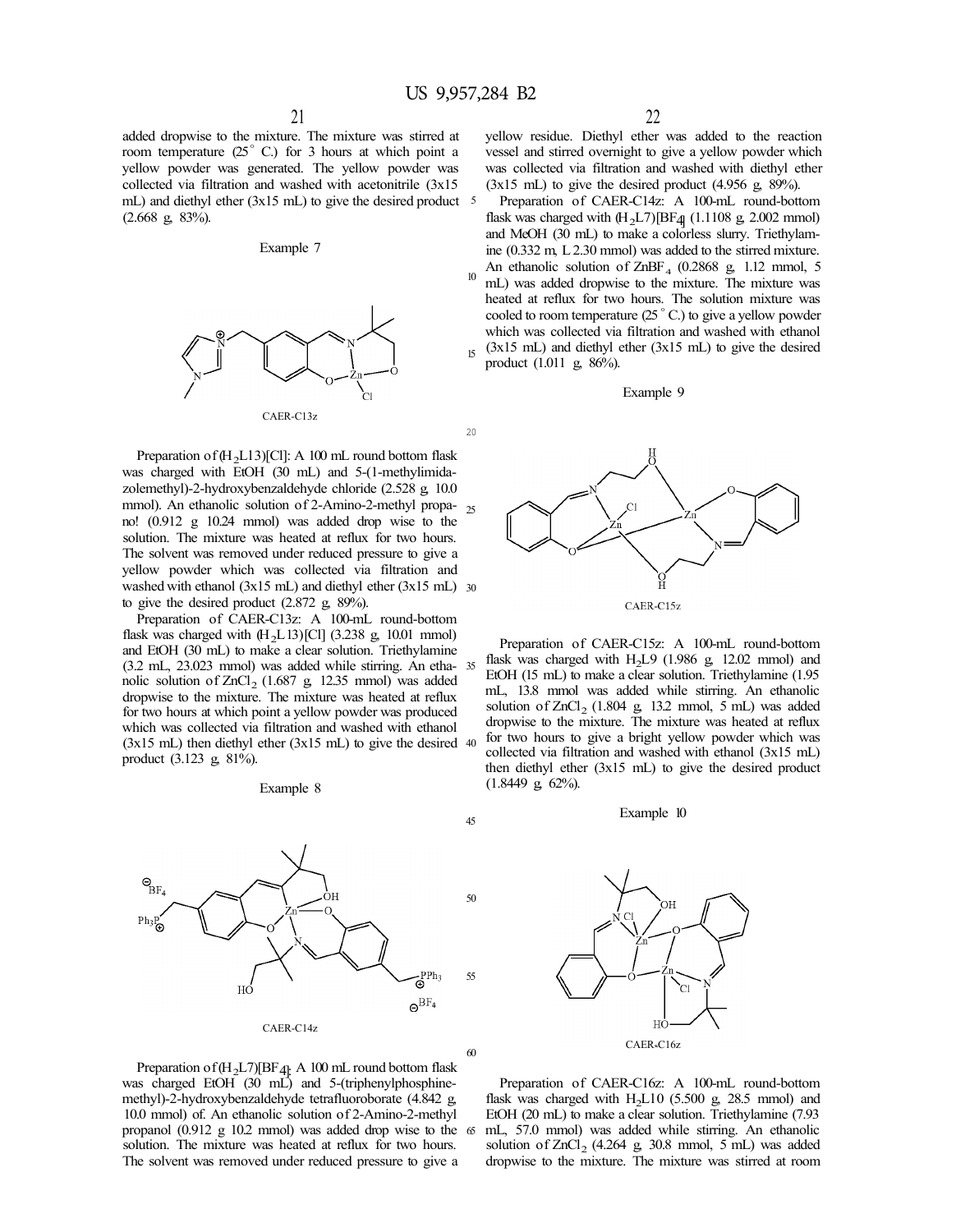added dropwise to the mixture. The mixture was stirred at room temperature (25° C.) for 3 hours at which point a yellow powder was generated. The yellow powder was collected via filtration and washed with acetonitrile (3x15 mL) and diethyl ether (3x15 mL) to give the desired product (2.668 g, 83%).

## Example 7

CAER-C13z

Preparation of $(H_2L13)$[Cl]: A 100 mL round bottom flask was charged with EtOH (30 mL) and 5-(1-methylimidazolemethyl)-2-hydroxybenzaldehyde chloride (2.528 g, 10.0 mmol). An ethanolic solution of 2-Amino-2-methyl propanol (0.912 g 10.24 mmol) was added drop wise to the solution. The mixture was heated at reflux for two hours. The solvent was removed under reduced pressure to give a yellow powder which was collected via filtration and washed with ethanol (3x15 mL) and diethyl ether (3x15 mL) to give the desired product (2.872 g, 89%).

Preparation of CAER-C13z: A 100-mL round-bottom flask was charged with $(H_2L13)$[Cl] (3.238 g, 10.01 mmol) and EtOH (30 mL) to make a clear solution. Triethylamine (3.2 mL, 23.023 mmol) was added while stirring. An ethanolic solution of $ZnCl_2$ (1.687 g, 12.35 mmol) was added dropwise to the mixture. The mixture was heated at reflux for two hours at which point a yellow powder was produced which was collected via filtration and washed with ethanol (3x15 mL) then diethyl ether (3x15 mL) to give the desired product (3.123 g, 81%).

## Example 8

CAER-C14z

Preparation of $(H_2L7)[BF_4]$: A 100 mL round bottom flask was charged EtOH (30 mL) and 5-(triphenylphosphinemethyl)-2-hydroxybenzaldehyde tetrafluoroborate (4.842 g, 10.0 mmol) of. An ethanolic solution of 2-Amino-2-methyl propanol (0.912 g 10.2 mmol) was added drop wise to the solution. The mixture was heated at reflux for two hours. The solvent was removed under reduced pressure to give a yellow residue. Diethyl ether was added to the reaction vessel and stirred overnight to give a yellow powder which was collected via filtration and washed with diethyl ether (3x15 mL) to give the desired product (4.956 g, 89%).

Preparation of CAER-C14z: A 100-mL round-bottom flask was charged with $(H_2L7)[BF_4]$ (1.1108 g, 2.002 mmol) and MeOH (30 mL) to make a colorless slurry. Triethylamine (0.332 m, L 2.30 mmol) was added to the stirred mixture. An ethanolic solution of $ZnBF_4$ (0.2868 g, 1.12 mmol, 5 mL) was added dropwise to the mixture. The mixture was heated at reflux for two hours. The solution mixture was cooled to room temperature (25° C.) to give a yellow powder which was collected via filtration and washed with ethanol (3x15 mL) and diethyl ether (3x15 mL) to give the desired product (1.011 g, 86%).

## Example 9

CAER-C15z

Preparation of CAER-C15z: A 100-mL round-bottom flask was charged with $H_2L9$ (1.986 g, 12.02 mmol) and EtOH (15 mL) to make a clear solution. Triethylamine (1.95 mL, 13.8 mmol was added while stirring. An ethanolic solution of $ZnCl_2$ (1.804 g, 13.2 mmol, 5 mL) was added dropwise to the mixture. The mixture was heated at reflux for two hours to give a bright yellow powder which was collected via filtration and washed with ethanol (3x15 mL) then diethyl ether (3x15 mL) to give the desired product (1.8449 g, 62%).

## Example 10

CAER-C16z

Preparation of CAER-C16z: A 100-mL round-bottom flask was charged with $H_2L10$ (5.500 g, 28.5 mmol) and EtOH (20 mL) to make a clear solution. Triethylamine (7.93 mL, 57.0 mmol) was added while stirring. An ethanolic solution of $ZnCl_2$ (4.264 g, 30.8 mmol, 5 mL) was added dropwise to the mixture. The mixture was stirred at room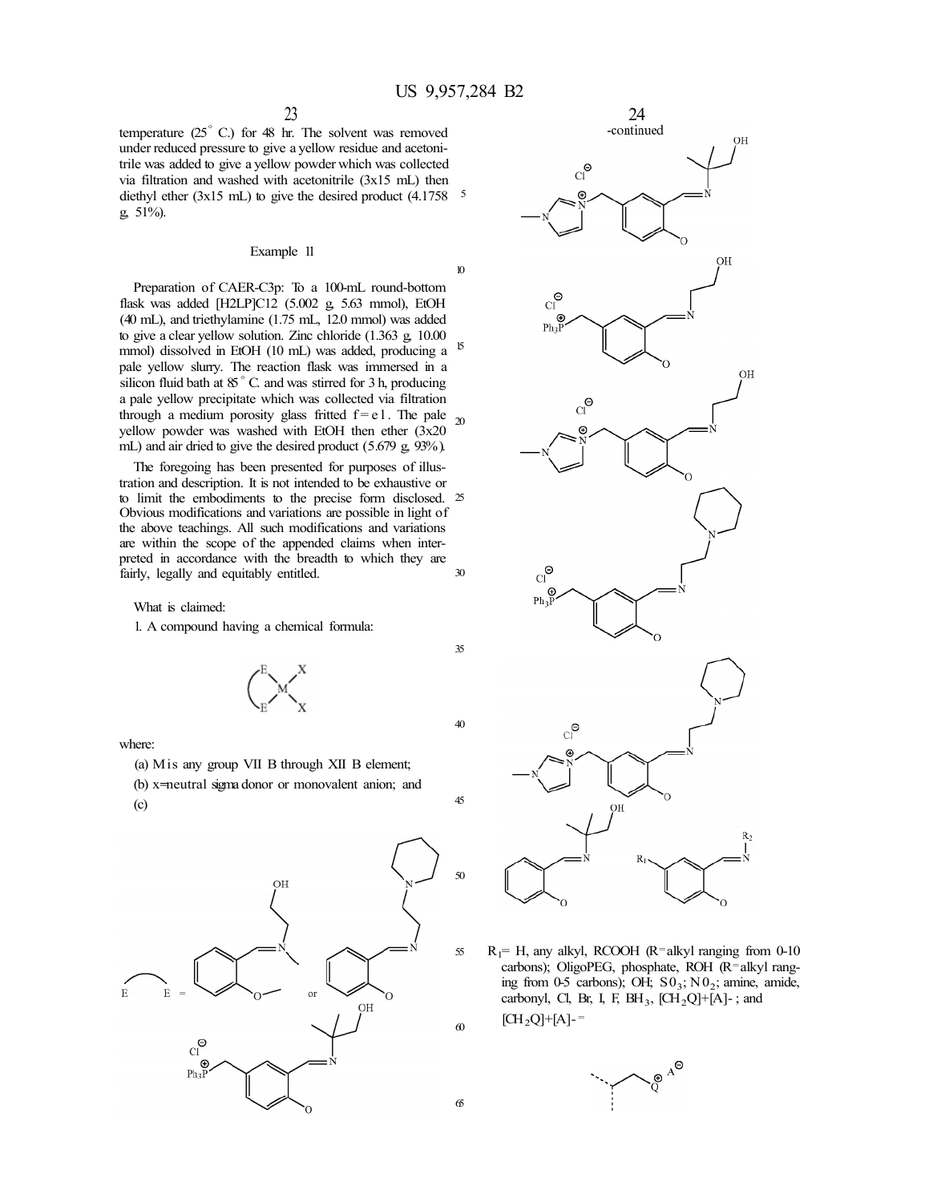temperature (25° C.) for 48 hr. The solvent was removed under reduced pressure to give a yellow residue and acetonitrile was added to give a yellow powder which was collected via filtration and washed with acetonitrile (3x15 mL) then diethyl ether (3x15 mL) to give the desired product (4.1758 g, 51%).

### Example 11

Preparation of CAER-C3p: To a 100-mL round-bottom flask was added [H2LP]Cl2 (5.002 g, 5.63 mmol), EtOH (40 mL), and triethylamine (1.75 mL, 12.0 mmol) was added to give a clear yellow solution. Zinc chloride (1.363 g, 10.00 mmol) dissolved in EtOH (10 mL) was added, producing a pale yellow slurry. The reaction flask was immersed in a silicon fluid bath at 85° C. and was stirred for 3 h, producing a pale yellow precipitate which was collected via filtration through a medium porosity glass fritted f=e1. The pale yellow powder was washed with EtOH then ether (3x20 mL) and air dried to give the desired product (5.679 g, 93%).

The foregoing has been presented for purposes of illustration and description. It is not intended to be exhaustive or to limit the embodiments to the precise form disclosed. Obvious modifications and variations are possible in light of the above teachings. All such modifications and variations are within the scope of the appended claims when interpreted in accordance with the breadth to which they are fairly, legally and equitably entitled.

What is claimed:

1. A compound having a chemical formula:

where:

(a) M is any group VII B through XII B element;

(b) x=neutral sigma donor or monovalent anion; and

(c)

E E = or

-continued

$R_1$= H, any alkyl, RCOOH (R=alkyl ranging from 0-10 carbons); OligoPEG, phosphate, ROH (R=alkyl ranging from 0-5 carbons); OH; $SO_3$; $NO_2$; amine, amide, carbonyl, Cl, Br, I, F, $BH_3$, $[CH_2Q]^+[A]^-$; and

$[CH_2Q]^+[A]^-$ =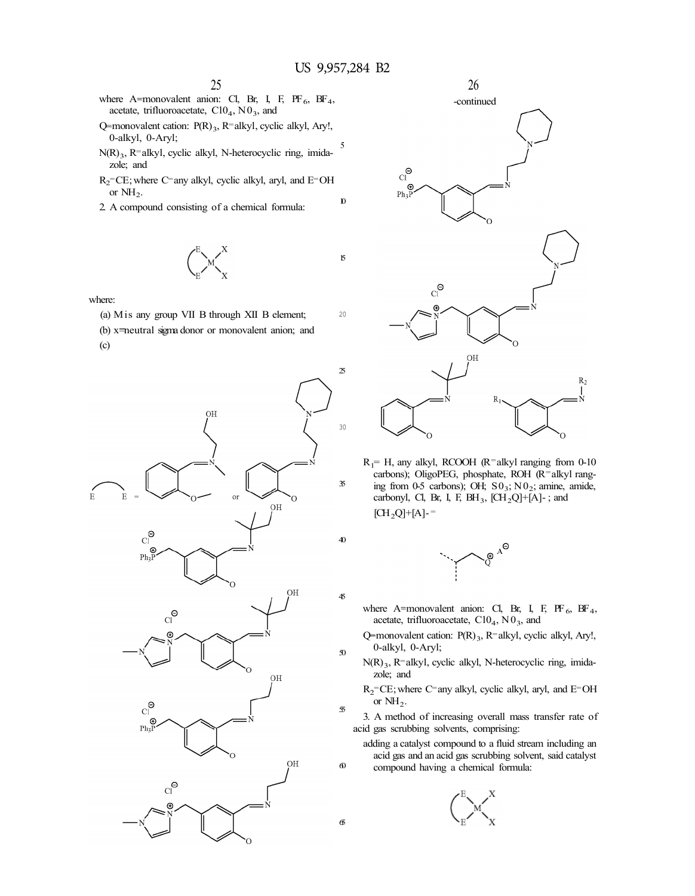where A=monovalent anion: Cl, Br, I, F, $PF_6$, $BF_4$, acetate, trifluoroacetate, $C10_4$, $N0_3$, and

Q=monovalent cation: $P(R)_3$, R=alkyl, cyclic alkyl, Ary!, 0-alkyl, 0-Aryl;

$N(R)_3$, R=alkyl, cyclic alkyl, N-heterocyclic ring, imidazole; and

$R_2$=CE; where C=any alkyl, cyclic alkyl, aryl, and E=OH or $NH_2$.

2. A compound consisting of a chemical formula:

where:

(a) M is any group VII B through XII B element;

(b) x=neutral sigma donor or monovalent anion; and

(c)

E E =

or

-continued

$R_1$= H, any alkyl, RCOOH (R=alkyl ranging from 0-10 carbons); OligoPEG, phosphate, ROH (R=alkyl ranging from 0-5 carbons); OH; $S0_3$; $N0_2$; amine, amide, carbonyl, Cl, Br, I, F, $BH_3$, $[CH_2Q]+[A]-$; and

$[CH_2Q]+[A]-$ =

where A=monovalent anion: Cl, Br, I, F, $PF_6$, $BF_4$, acetate, trifluoroacetate, $C10_4$, $N0_3$, and

Q=monovalent cation: $P(R)_3$, R=alkyl, cyclic alkyl, Ary!, 0-alkyl, 0-Aryl;

$N(R)_3$, R=alkyl, cyclic alkyl, N-heterocyclic ring, imidazole; and

$R_2$=CE; where C=any alkyl, cyclic alkyl, aryl, and E=OH or $NH_2$.

3. A method of increasing overall mass transfer rate of acid gas scrubbing solvents, comprising:

adding a catalyst compound to a fluid stream including an acid gas and an acid gas scrubbing solvent, said catalyst compound having a chemical formula: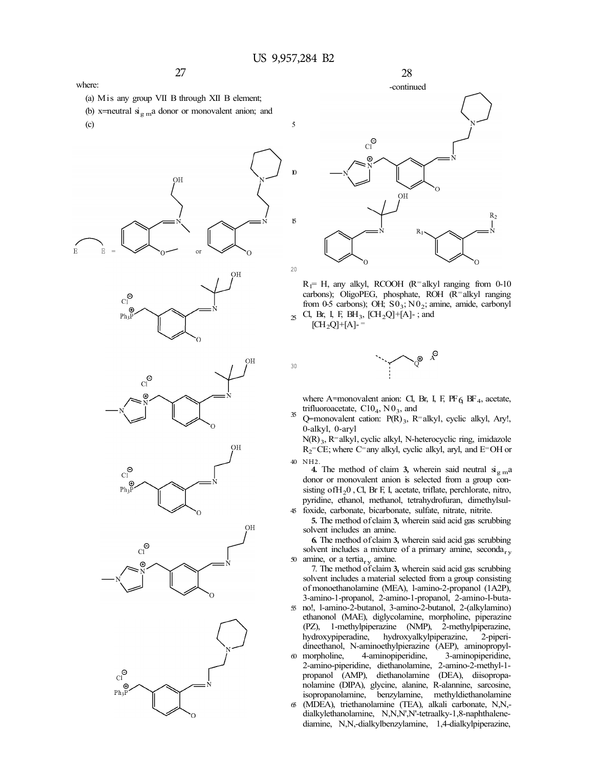where:

(a) M is any group VII B through XII B element;

(b) x=neutral sigma donor or monovalent anion; and

(c)

E⌒E = or

-continued

$R_1$= H, any alkyl, RCOOH (R=alkyl ranging from 0-10 carbons); OligoPEG, phosphate, ROH (R=alkyl ranging from 0-5 carbons); OH; $SO_3$; $NO_2$; amine, amide, carbonyl Cl, Br, I, F, $BH_3$, $[CH_2Q]^+[A]^-$; and

$[CH_2Q]^+[A]^-$ =

where A=monovalent anion: Cl, Br, I, F, $PF_6$, $BF_4$, acetate, trifluoroacetate, $ClO_4$, $NO_3$, and

Q=monovalent cation: $P(R)_3$, R=alkyl, cyclic alkyl, Aryl, O-alkyl, O-aryl

$N(R)_3$, R=alkyl, cyclic alkyl, N-heterocyclic ring, imidazole

$R_2$=CE; where C=any alkyl, cyclic alkyl, aryl, and E=OH or $NH_2$.

**4.** The method of claim **3**, wherein said neutral sigma donor or monovalent anion is selected from a group consisting of $H_2O$, Cl, Br F, I, acetate, triflate, perchlorate, nitro, pyridine, ethanol, methanol, tetrahydrofuran, dimethylsulfoxide, carbonate, bicarbonate, sulfate, nitrate, nitrite.

**5.** The method of claim **3**, wherein said acid gas scrubbing solvent includes an amine.

**6.** The method of claim **3**, wherein said acid gas scrubbing solvent includes a mixture of a primary amine, secondary amine, or a tertiary amine.

**7.** The method of claim **3**, wherein said acid gas scrubbing solvent includes a material selected from a group consisting of monoethanolamine (MEA), 1-amino-2-propanol (1A2P), 3-amino-1-propanol, 2-amino-1-propanol, 2-amino-1-butanol, 1-amino-2-butanol, 3-amino-2-butanol, 2-(alkylamino) ethanonol (MAE), diglycolamine, morpholine, piperazine (PZ), 1-methylpiperazine (NMP), 2-methylpiperazine, hydroxypiperadine, hydroxyalkylpiperazine, 2-piperidineethanol, N-aminoethylpierazine (AEP), aminopropylmorpholine, 4-aminopiperidine, 3-aminopiperidine, 2-amino-piperidine, diethanolamine, 2-amino-2-methyl-1-propanol (AMP), diethanolamine (DEA), diisopropanolamine (DIPA), glycine, alanine, R-alannine, sarcosine, isopropanolamine, benzylamine, methyldiethanolamine (MDEA), triethanolamine (TEA), alkali carbonate, N,N,-dialkylethanolamine, N,N,N',N'-tetraalky-1,8-naphthalenediamine, N,N,-dialkylbenzylamine, 1,4-dialkylpiperazine,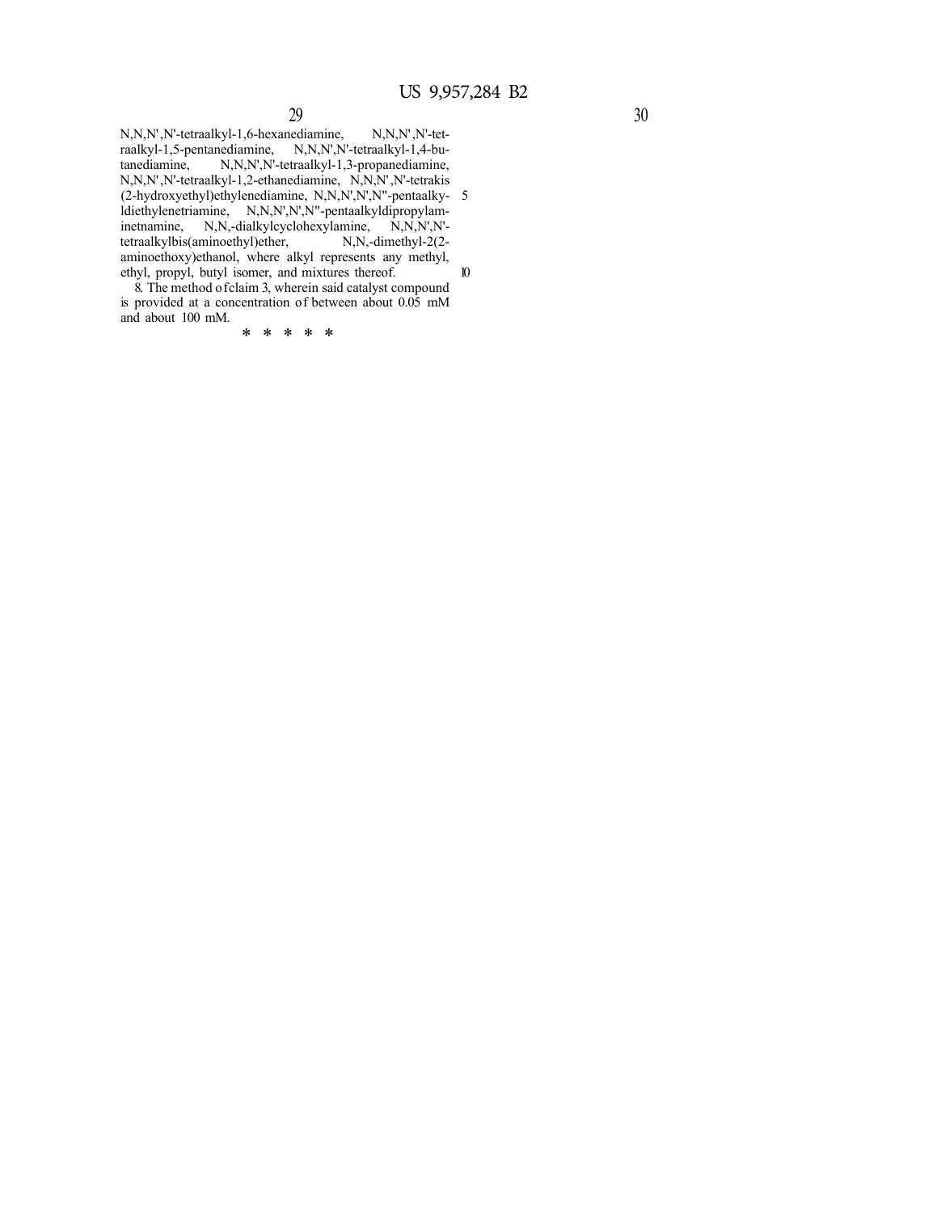N,N,N',N'-tetraalkyl-1,6-hexanediamine, N,N,N',N'-tetraalkyl-1,5-pentanediamine, N,N,N',N'-tetraalkyl-1,4-butanediamine, N,N,N',N'-tetraalkyl-1,3-propanediamine, N,N,N',N'-tetraalkyl-1,2-ethanediamine, N,N,N',N'-tetrakis (2-hydroxyethyl)ethylenediamine, N,N,N',N',N"-pentaalkyldiethylenetriamine, N,N,N',N',N"-pentaalkyldipropylaminetnamine, N,N,-dialkylcyclohexylamine, N,N,N',N'-tetraalkylbis(aminoethyl)ether, N,N,-dimethyl-2(2-aminoethoxy)ethanol, where alkyl represents any methyl, ethyl, propyl, butyl isomer, and mixtures thereof.

8. The method of claim 3, wherein said catalyst compound is provided at a concentration of between about 0.05 mM and about 100 mM.

* * * * *